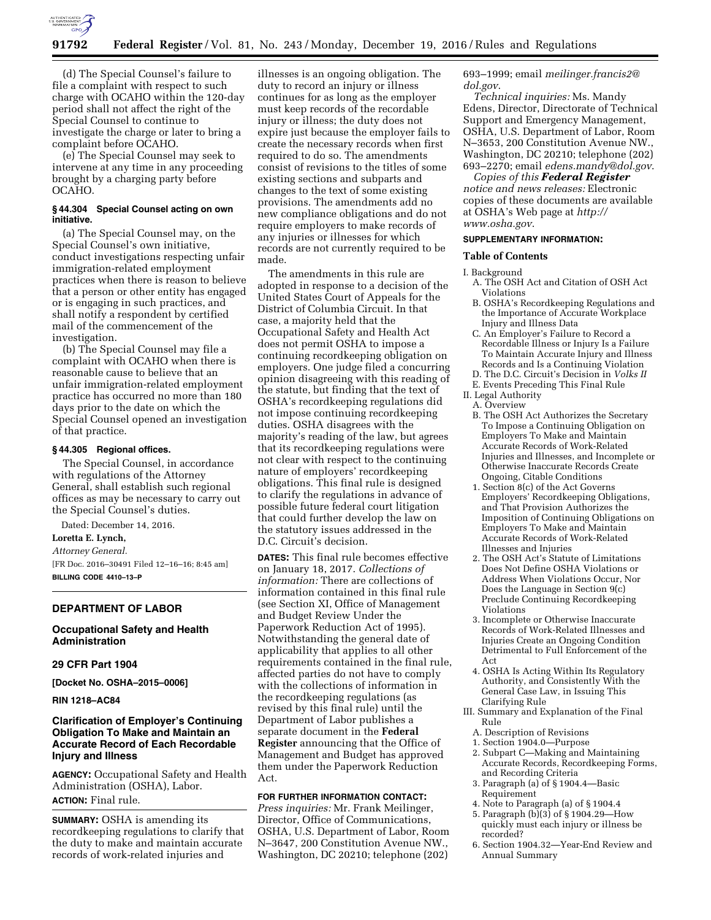(d) The Special Counsel's failure to file a complaint with respect to such charge with OCAHO within the 120-day period shall not affect the right of the Special Counsel to continue to investigate the charge or later to bring a complaint before OCAHO.

(e) The Special Counsel may seek to intervene at any time in any proceeding brought by a charging party before OCAHO.

**§ 44.304 Special Counsel acting on own initiative.**

(a) The Special Counsel may, on the Special Counsel's own initiative, conduct investigations respecting unfair immigration-related employment practices when there is reason to believe that a person or other entity has engaged or is engaging in such practices, and shall notify a respondent by certified mail of the commencement of the investigation.

(b) The Special Counsel may file a complaint with OCAHO when there is reasonable cause to believe that an unfair immigration-related employment practice has occurred no more than 180 days prior to the date on which the Special Counsel opened an investigation of that practice.

**§ 44.305 Regional offices.**

The Special Counsel, in accordance with regulations of the Attorney General, shall establish such regional offices as may be necessary to carry out the Special Counsel's duties.

Dated: December 14, 2016.

**Loretta E. Lynch,**

*Attorney General.*

[FR Doc. 2016–30491 Filed 12–16–16; 8:45 am]

**BILLING CODE 4410–13–P**

---

## DEPARTMENT OF LABOR

### Occupational Safety and Health Administration

### 29 CFR Part 1904

**[Docket No. OSHA–2015–0006]**

**RIN 1218–AC84**

### Clarification of Employer's Continuing Obligation To Make and Maintain an Accurate Record of Each Recordable Injury and Illness

**AGENCY:** Occupational Safety and Health Administration (OSHA), Labor.

**ACTION:** Final rule.

**SUMMARY:** OSHA is amending its recordkeeping regulations to clarify that the duty to make and maintain accurate records of work-related injuries and illnesses is an ongoing obligation. The duty to record an injury or illness continues for as long as the employer must keep records of the recordable injury or illness; the duty does not expire just because the employer fails to create the necessary records when first required to do so. The amendments consist of revisions to the titles of some existing sections and subparts and changes to the text of some existing provisions. The amendments add no new compliance obligations and do not require employers to make records of any injuries or illnesses for which records are not currently required to be made.

The amendments in this rule are adopted in response to a decision of the United States Court of Appeals for the District of Columbia Circuit. In that case, a majority held that the Occupational Safety and Health Act does not permit OSHA to impose a continuing recordkeeping obligation on employers. One judge filed a concurring opinion disagreeing with this reading of the statute, but finding that the text of OSHA's recordkeeping regulations did not impose continuing recordkeeping duties. OSHA disagrees with the majority's reading of the law, but agrees that its recordkeeping regulations were not clear with respect to the continuing nature of employers' recordkeeping obligations. This final rule is designed to clarify the regulations in advance of possible future federal court litigation that could further develop the law on the statutory issues addressed in the D.C. Circuit's decision.

**DATES:** This final rule becomes effective on January 18, 2017. *Collections of information:* There are collections of information contained in this final rule (see Section XI, Office of Management and Budget Review Under the Paperwork Reduction Act of 1995). Notwithstanding the general date of applicability that applies to all other requirements contained in the final rule, affected parties do not have to comply with the collections of information in the recordkeeping regulations (as revised by this final rule) until the Department of Labor publishes a separate document in the **Federal Register** announcing that the Office of Management and Budget has approved them under the Paperwork Reduction Act.

**FOR FURTHER INFORMATION CONTACT:**
*Press inquiries:* Mr. Frank Meilinger, Director, Office of Communications, OSHA, U.S. Department of Labor, Room N–3647, 200 Constitution Avenue NW., Washington, DC 20210; telephone (202) 693–1999; email *meilinger.francis2@dol.gov*.

*Technical inquiries:* Ms. Mandy Edens, Director, Directorate of Technical Support and Emergency Management, OSHA, U.S. Department of Labor, Room N–3653, 200 Constitution Avenue NW., Washington, DC 20210; telephone (202) 693–2270; email *edens.mandy@dol.gov*.

*Copies of this **Federal Register** notice and news releases:* Electronic copies of these documents are available at OSHA's Web page at *http://www.osha.gov*.

**SUPPLEMENTARY INFORMATION:**

**Table of Contents**

I. Background
  A. The OSH Act and Citation of OSH Act Violations
  B. OSHA's Recordkeeping Regulations and the Importance of Accurate Workplace Injury and Illness Data
  C. An Employer's Failure to Record a Recordable Illness or Injury Is a Failure To Maintain Accurate Injury and Illness Records and Is a Continuing Violation
  D. The D.C. Circuit's Decision in *Volks II*
  E. Events Preceding This Final Rule
II. Legal Authority
  A. Overview
  B. The OSH Act Authorizes the Secretary To Impose a Continuing Obligation on Employers To Make and Maintain Accurate Records of Work-Related Injuries and Illnesses, and Incomplete or Otherwise Inaccurate Records Create Ongoing, Citable Conditions
    1. Section 8(c) of the Act Governs Employers' Recordkeeping Obligations, and That Provision Authorizes the Imposition of Continuing Obligations on Employers To Make and Maintain Accurate Records of Work-Related Illnesses and Injuries
    2. The OSH Act's Statute of Limitations Does Not Define OSHA Violations or Address When Violations Occur, Nor Does the Language in Section 9(c) Preclude Continuing Recordkeeping Violations
    3. Incomplete or Otherwise Inaccurate Records of Work-Related Illnesses and Injuries Create an Ongoing Condition Detrimental to Full Enforcement of the Act
    4. OSHA Is Acting Within Its Regulatory Authority, and Consistently With the General Case Law, in Issuing This Clarifying Rule
III. Summary and Explanation of the Final Rule
  A. Description of Revisions
    1. Section 1904.0—Purpose
    2. Subpart C—Making and Maintaining Accurate Records, Recordkeeping Forms, and Recording Criteria
    3. Paragraph (a) of § 1904.4—Basic Requirement
    4. Note to Paragraph (a) of § 1904.4
    5. Paragraph (b)(3) of § 1904.29—How quickly must each injury or illness be recorded?
    6. Section 1904.32—Year-End Review and Annual Summary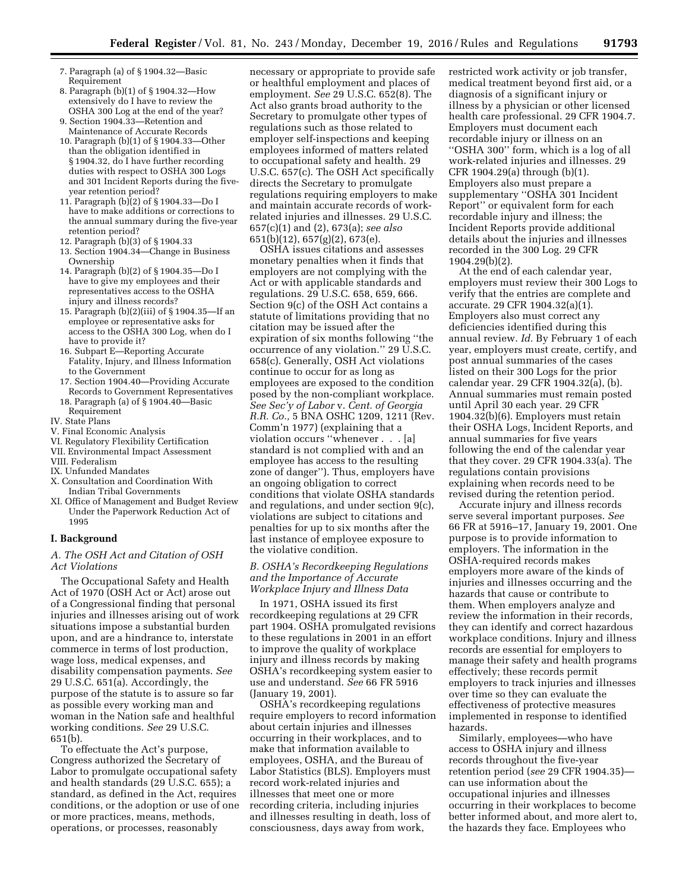7. Paragraph (a) of § 1904.32—Basic Requirement
8. Paragraph (b)(1) of § 1904.32—How extensively do I have to review the OSHA 300 Log at the end of the year?
9. Section 1904.33—Retention and Maintenance of Accurate Records
10. Paragraph (b)(1) of § 1904.33—Other than the obligation identified in § 1904.32, do I have further recording duties with respect to OSHA 300 Logs and 301 Incident Reports during the five-year retention period?
11. Paragraph (b)(2) of § 1904.33—Do I have to make additions or corrections to the annual summary during the five-year retention period?
12. Paragraph (b)(3) of § 1904.33
13. Section 1904.34—Change in Business Ownership
14. Paragraph (b)(2) of § 1904.35—Do I have to give my employees and their representatives access to the OSHA injury and illness records?
15. Paragraph (b)(2)(iii) of § 1904.35—If an employee or representative asks for access to the OSHA 300 Log, when do I have to provide it?
16. Subpart E—Reporting Accurate Fatality, Injury, and Illness Information to the Government
17. Section 1904.40—Providing Accurate Records to Government Representatives
18. Paragraph (a) of § 1904.40—Basic Requirement

IV. State Plans
V. Final Economic Analysis
VI. Regulatory Flexibility Certification
VII. Environmental Impact Assessment
VIII. Federalism
IX. Unfunded Mandates
X. Consultation and Coordination With Indian Tribal Governments
XI. Office of Management and Budget Review Under the Paperwork Reduction Act of 1995

## I. Background

### *A. The OSH Act and Citation of OSH Act Violations*

The Occupational Safety and Health Act of 1970 (OSH Act or Act) arose out of a Congressional finding that personal injuries and illnesses arising out of work situations impose a substantial burden upon, and are a hindrance to, interstate commerce in terms of lost production, wage loss, medical expenses, and disability compensation payments. *See* 29 U.S.C. 651(a). Accordingly, the purpose of the statute is to assure so far as possible every working man and woman in the Nation safe and healthful working conditions. *See* 29 U.S.C. 651(b).

To effectuate the Act's purpose, Congress authorized the Secretary of Labor to promulgate occupational safety and health standards (29 U.S.C. 655); a standard, as defined in the Act, requires conditions, or the adoption or use of one or more practices, means, methods, operations, or processes, reasonably necessary or appropriate to provide safe or healthful employment and places of employment. *See* 29 U.S.C. 652(8). The Act also grants broad authority to the Secretary to promulgate other types of regulations such as those related to employer self-inspections and keeping employees informed of matters related to occupational safety and health. 29 U.S.C. 657(c). The OSH Act specifically directs the Secretary to promulgate regulations requiring employers to make and maintain accurate records of work-related injuries and illnesses. 29 U.S.C. 657(c)(1) and (2), 673(a); *see also* 651(b)(12), 657(g)(2), 673(e).

OSHA issues citations and assesses monetary penalties when it finds that employers are not complying with the Act or with applicable standards and regulations. 29 U.S.C. 658, 659, 666. Section 9(c) of the OSH Act contains a statute of limitations providing that no citation may be issued after the expiration of six months following ''the occurrence of any violation.'' 29 U.S.C. 658(c). Generally, OSH Act violations continue to occur for as long as employees are exposed to the condition posed by the non-compliant workplace. *See Sec'y of Labor* v. *Cent. of Georgia R.R. Co.,* 5 BNA OSHC 1209, 1211 (Rev. Comm'n 1977) (explaining that a violation occurs ''whenever . . . [a] standard is not complied with and an employee has access to the resulting zone of danger''). Thus, employers have an ongoing obligation to correct conditions that violate OSHA standards and regulations, and under section 9(c), violations are subject to citations and penalties for up to six months after the last instance of employee exposure to the violative condition.

### *B. OSHA's Recordkeeping Regulations and the Importance of Accurate Workplace Injury and Illness Data*

In 1971, OSHA issued its first recordkeeping regulations at 29 CFR part 1904. OSHA promulgated revisions to these regulations in 2001 in an effort to improve the quality of workplace injury and illness records by making OSHA's recordkeeping system easier to use and understand. *See* 66 FR 5916 (January 19, 2001).

OSHA's recordkeeping regulations require employers to record information about certain injuries and illnesses occurring in their workplaces, and to make that information available to employees, OSHA, and the Bureau of Labor Statistics (BLS). Employers must record work-related injuries and illnesses that meet one or more recording criteria, including injuries and illnesses resulting in death, loss of consciousness, days away from work, restricted work activity or job transfer, medical treatment beyond first aid, or a diagnosis of a significant injury or illness by a physician or other licensed health care professional. 29 CFR 1904.7. Employers must document each recordable injury or illness on an ''OSHA 300'' form, which is a log of all work-related injuries and illnesses. 29 CFR 1904.29(a) through (b)(1). Employers also must prepare a supplementary ''OSHA 301 Incident Report'' or equivalent form for each recordable injury and illness; the Incident Reports provide additional details about the injuries and illnesses recorded in the 300 Log. 29 CFR 1904.29(b)(2).

At the end of each calendar year, employers must review their 300 Logs to verify that the entries are complete and accurate. 29 CFR 1904.32(a)(1). Employers also must correct any deficiencies identified during this annual review. *Id.* By February 1 of each year, employers must create, certify, and post annual summaries of the cases listed on their 300 Logs for the prior calendar year. 29 CFR 1904.32(a), (b). Annual summaries must remain posted until April 30 each year. 29 CFR 1904.32(b)(6). Employers must retain their OSHA Logs, Incident Reports, and annual summaries for five years following the end of the calendar year that they cover. 29 CFR 1904.33(a). The regulations contain provisions explaining when records need to be revised during the retention period.

Accurate injury and illness records serve several important purposes. *See* 66 FR at 5916–17, January 19, 2001. One purpose is to provide information to employers. The information in the OSHA-required records makes employers more aware of the kinds of injuries and illnesses occurring and the hazards that cause or contribute to them. When employers analyze and review the information in their records, they can identify and correct hazardous workplace conditions. Injury and illness records are essential for employers to manage their safety and health programs effectively; these records permit employers to track injuries and illnesses over time so they can evaluate the effectiveness of protective measures implemented in response to identified hazards.

Similarly, employees—who have access to OSHA injury and illness records throughout the five-year retention period (*see* 29 CFR 1904.35)—can use information about the occupational injuries and illnesses occurring in their workplaces to become better informed about, and more alert to, the hazards they face. Employees who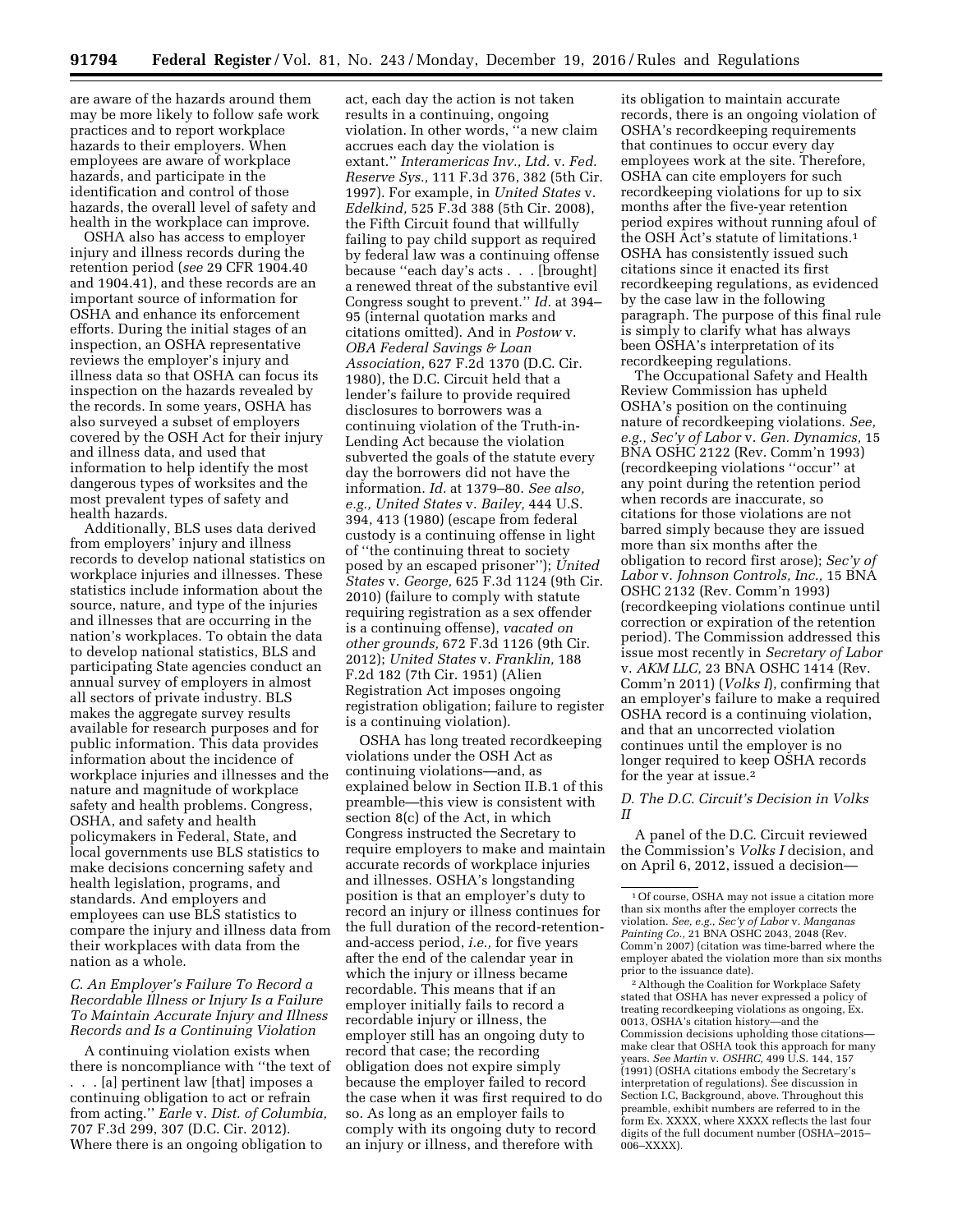are aware of the hazards around them may be more likely to follow safe work practices and to report workplace hazards to their employers. When employees are aware of workplace hazards, and participate in the identification and control of those hazards, the overall level of safety and health in the workplace can improve.

OSHA also has access to employer injury and illness records during the retention period (*see* 29 CFR 1904.40 and 1904.41), and these records are an important source of information for OSHA and enhance its enforcement efforts. During the initial stages of an inspection, an OSHA representative reviews the employer's injury and illness data so that OSHA can focus its inspection on the hazards revealed by the records. In some years, OSHA has also surveyed a subset of employers covered by the OSH Act for their injury and illness data, and used that information to help identify the most dangerous types of worksites and the most prevalent types of safety and health hazards.

Additionally, BLS uses data derived from employers' injury and illness records to develop national statistics on workplace injuries and illnesses. These statistics include information about the source, nature, and type of the injuries and illnesses that are occurring in the nation's workplaces. To obtain the data to develop national statistics, BLS and participating State agencies conduct an annual survey of employers in almost all sectors of private industry. BLS makes the aggregate survey results available for research purposes and for public information. This data provides information about the incidence of workplace injuries and illnesses and the nature and magnitude of workplace safety and health problems. Congress, OSHA, and safety and health policymakers in Federal, State, and local governments use BLS statistics to make decisions concerning safety and health legislation, programs, and standards. And employers and employees can use BLS statistics to compare the injury and illness data from their workplaces with data from the nation as a whole.

### *C. An Employer's Failure To Record a Recordable Illness or Injury Is a Failure To Maintain Accurate Injury and Illness Records and Is a Continuing Violation*

A continuing violation exists when there is noncompliance with ''the text of . . . [a] pertinent law [that] imposes a continuing obligation to act or refrain from acting.'' *Earle* v. *Dist. of Columbia,* 707 F.3d 299, 307 (D.C. Cir. 2012). Where there is an ongoing obligation to act, each day the action is not taken results in a continuing, ongoing violation. In other words, ''a new claim accrues each day the violation is extant.'' *Interamericas Inv., Ltd.* v. *Fed. Reserve Sys.,* 111 F.3d 376, 382 (5th Cir. 1997). For example, in *United States* v. *Edelkind,* 525 F.3d 388 (5th Cir. 2008), the Fifth Circuit found that willfully failing to pay child support as required by federal law was a continuing offense because ''each day's acts . . . [brought] a renewed threat of the substantive evil Congress sought to prevent.'' *Id.* at 394–95 (internal quotation marks and citations omitted). And in *Postow* v. *OBA Federal Savings & Loan Association,* 627 F.2d 1370 (D.C. Cir. 1980), the D.C. Circuit held that a lender's failure to provide required disclosures to borrowers was a continuing violation of the Truth-in-Lending Act because the violation subverted the goals of the statute every day the borrowers did not have the information. *Id.* at 1379–80. *See also, e.g., United States* v. *Bailey,* 444 U.S. 394, 413 (1980) (escape from federal custody is a continuing offense in light of ''the continuing threat to society posed by an escaped prisoner''); *United States* v. *George,* 625 F.3d 1124 (9th Cir. 2010) (failure to comply with statute requiring registration as a sex offender is a continuing offense), *vacated on other grounds,* 672 F.3d 1126 (9th Cir. 2012); *United States* v. *Franklin,* 188 F.2d 182 (7th Cir. 1951) (Alien Registration Act imposes ongoing registration obligation; failure to register is a continuing violation).

OSHA has long treated recordkeeping violations under the OSH Act as continuing violations—and, as explained below in Section II.B.1 of this preamble—this view is consistent with section 8(c) of the Act, in which Congress instructed the Secretary to require employers to make and maintain accurate records of workplace injuries and illnesses. OSHA's longstanding position is that an employer's duty to record an injury or illness continues for the full duration of the record-retention-and-access period, *i.e.,* for five years after the end of the calendar year in which the injury or illness became recordable. This means that if an employer initially fails to record a recordable injury or illness, the employer still has an ongoing duty to record that case; the recording obligation does not expire simply because the employer failed to record the case when it was first required to do so. As long as an employer fails to comply with its ongoing duty to record an injury or illness, and therefore with its obligation to maintain accurate records, there is an ongoing violation of OSHA's recordkeeping requirements that continues to occur every day employees work at the site. Therefore, OSHA can cite employers for such recordkeeping violations for up to six months after the five-year retention period expires without running afoul of the OSH Act's statute of limitations.[1] OSHA has consistently issued such citations since it enacted its first recordkeeping regulations, as evidenced by the case law in the following paragraph. The purpose of this final rule is simply to clarify what has always been OSHA's interpretation of its recordkeeping regulations.

The Occupational Safety and Health Review Commission has upheld OSHA's position on the continuing nature of recordkeeping violations. *See, e.g., Sec'y of Labor* v. *Gen. Dynamics,* 15 BNA OSHC 2122 (Rev. Comm'n 1993) (recordkeeping violations ''occur'' at any point during the retention period when records are inaccurate, so citations for those violations are not barred simply because they are issued more than six months after the obligation to record first arose); *Sec'y of Labor* v. *Johnson Controls, Inc.,* 15 BNA OSHC 2132 (Rev. Comm'n 1993) (recordkeeping violations continue until correction or expiration of the retention period). The Commission addressed this issue most recently in *Secretary of Labor* v. *AKM LLC,* 23 BNA OSHC 1414 (Rev. Comm'n 2011) (*Volks I*), confirming that an employer's failure to make a required OSHA record is a continuing violation, and that an uncorrected violation continues until the employer is no longer required to keep OSHA records for the year at issue.[2]

### *D. The D.C. Circuit's Decision in Volks II*

A panel of the D.C. Circuit reviewed the Commission's *Volks I* decision, and on April 6, 2012, issued a decision—

[1] Of course, OSHA may not issue a citation more than six months after the employer corrects the violation. *See, e.g., Sec'y of Labor* v. *Manganas Painting Co.,* 21 BNA OSHC 2043, 2048 (Rev. Comm'n 2007) (citation was time-barred where the employer abated the violation more than six months prior to the issuance date).

[2] Although the Coalition for Workplace Safety stated that OSHA has never expressed a policy of treating recordkeeping violations as ongoing, Ex. 0013, OSHA's citation history—and the Commission decisions upholding those citations—make clear that OSHA took this approach for many years. *See Martin* v. *OSHRC,* 499 U.S. 144, 157 (1991) (OSHA citations embody the Secretary's interpretation of regulations). See discussion in Section I.C, Background, above. Throughout this preamble, exhibit numbers are referred to in the form Ex. XXXX, where XXXX reflects the last four digits of the full document number (OSHA–2015–006–XXXX).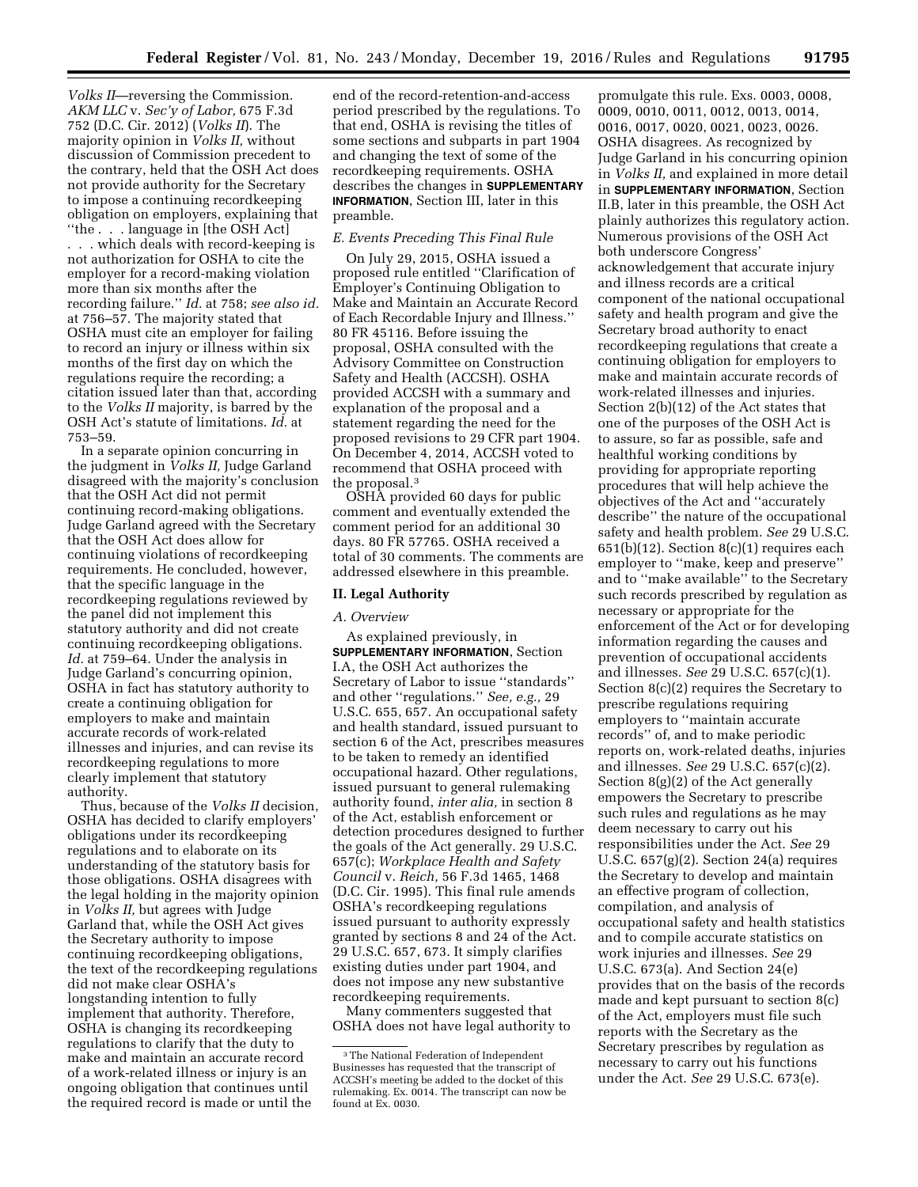*Volks II*—reversing the Commission. *AKM LLC* v. *Sec'y of Labor,* 675 F.3d 752 (D.C. Cir. 2012) (*Volks II*). The majority opinion in *Volks II,* without discussion of Commission precedent to the contrary, held that the OSH Act does not provide authority for the Secretary to impose a continuing recordkeeping obligation on employers, explaining that ''the . . . language in [the OSH Act] . . . which deals with record-keeping is not authorization for OSHA to cite the employer for a record-making violation more than six months after the recording failure.'' *Id.* at 758; *see also id.* at 756–57. The majority stated that OSHA must cite an employer for failing to record an injury or illness within six months of the first day on which the regulations require the recording; a citation issued later than that, according to the *Volks II* majority, is barred by the OSH Act's statute of limitations. *Id.* at 753–59.

In a separate opinion concurring in the judgment in *Volks II,* Judge Garland disagreed with the majority's conclusion that the OSH Act did not permit continuing record-making obligations. Judge Garland agreed with the Secretary that the OSH Act does allow for continuing violations of recordkeeping requirements. He concluded, however, that the specific language in the recordkeeping regulations reviewed by the panel did not implement this statutory authority and did not create continuing recordkeeping obligations. *Id.* at 759–64. Under the analysis in Judge Garland's concurring opinion, OSHA in fact has statutory authority to create a continuing obligation for employers to make and maintain accurate records of work-related illnesses and injuries, and can revise its recordkeeping regulations to more clearly implement that statutory authority.

Thus, because of the *Volks II* decision, OSHA has decided to clarify employers' obligations under its recordkeeping regulations and to elaborate on its understanding of the statutory basis for those obligations. OSHA disagrees with the legal holding in the majority opinion in *Volks II,* but agrees with Judge Garland that, while the OSH Act gives the Secretary authority to impose continuing recordkeeping obligations, the text of the recordkeeping regulations did not make clear OSHA's longstanding intention to fully implement that authority. Therefore, OSHA is changing its recordkeeping regulations to clarify that the duty to make and maintain an accurate record of a work-related illness or injury is an ongoing obligation that continues until the required record is made or until the end of the record-retention-and-access period prescribed by the regulations. To that end, OSHA is revising the titles of some sections and subparts in part 1904 and changing the text of some of the recordkeeping requirements. OSHA describes the changes in **SUPPLEMENTARY INFORMATION**, Section III, later in this preamble.

### *E. Events Preceding This Final Rule*

On July 29, 2015, OSHA issued a proposed rule entitled ''Clarification of Employer's Continuing Obligation to Make and Maintain an Accurate Record of Each Recordable Injury and Illness.'' 80 FR 45116. Before issuing the proposal, OSHA consulted with the Advisory Committee on Construction Safety and Health (ACCSH). OSHA provided ACCSH with a summary and explanation of the proposal and a statement regarding the need for the proposed revisions to 29 CFR part 1904. On December 4, 2014, ACCSH voted to recommend that OSHA proceed with the proposal.[3]

OSHA provided 60 days for public comment and eventually extended the comment period for an additional 30 days. 80 FR 57765. OSHA received a total of 30 comments. The comments are addressed elsewhere in this preamble.

## II. Legal Authority

### *A. Overview*

As explained previously, in **SUPPLEMENTARY INFORMATION**, Section I.A, the OSH Act authorizes the Secretary of Labor to issue ''standards'' and other ''regulations.'' *See, e.g.,* 29 U.S.C. 655, 657. An occupational safety and health standard, issued pursuant to section 6 of the Act, prescribes measures to be taken to remedy an identified occupational hazard. Other regulations, issued pursuant to general rulemaking authority found, *inter alia,* in section 8 of the Act, establish enforcement or detection procedures designed to further the goals of the Act generally. 29 U.S.C. 657(c); *Workplace Health and Safety Council* v. *Reich,* 56 F.3d 1465, 1468 (D.C. Cir. 1995). This final rule amends OSHA's recordkeeping regulations issued pursuant to authority expressly granted by sections 8 and 24 of the Act. 29 U.S.C. 657, 673. It simply clarifies existing duties under part 1904, and does not impose any new substantive recordkeeping requirements.

Many commenters suggested that OSHA does not have legal authority to promulgate this rule. Exs. 0003, 0008, 0009, 0010, 0011, 0012, 0013, 0014, 0016, 0017, 0020, 0021, 0023, 0026. OSHA disagrees. As recognized by Judge Garland in his concurring opinion in *Volks II,* and explained in more detail in **SUPPLEMENTARY INFORMATION**, Section II.B, later in this preamble, the OSH Act plainly authorizes this regulatory action. Numerous provisions of the OSH Act both underscore Congress' acknowledgement that accurate injury and illness records are a critical component of the national occupational safety and health program and give the Secretary broad authority to enact recordkeeping regulations that create a continuing obligation for employers to make and maintain accurate records of work-related illnesses and injuries. Section 2(b)(12) of the Act states that one of the purposes of the OSH Act is to assure, so far as possible, safe and healthful working conditions by providing for appropriate reporting procedures that will help achieve the objectives of the Act and ''accurately describe'' the nature of the occupational safety and health problem. *See* 29 U.S.C. 651(b)(12). Section 8(c)(1) requires each employer to ''make, keep and preserve'' and to ''make available'' to the Secretary such records prescribed by regulation as necessary or appropriate for the enforcement of the Act or for developing information regarding the causes and prevention of occupational accidents and illnesses. *See* 29 U.S.C. 657(c)(1). Section 8(c)(2) requires the Secretary to prescribe regulations requiring employers to ''maintain accurate records'' of, and to make periodic reports on, work-related deaths, injuries and illnesses. *See* 29 U.S.C. 657(c)(2). Section 8(g)(2) of the Act generally empowers the Secretary to prescribe such rules and regulations as he may deem necessary to carry out his responsibilities under the Act. *See* 29 U.S.C. 657(g)(2). Section 24(a) requires the Secretary to develop and maintain an effective program of collection, compilation, and analysis of occupational safety and health statistics and to compile accurate statistics on work injuries and illnesses. *See* 29 U.S.C. 673(a). And Section 24(e) provides that on the basis of the records made and kept pursuant to section 8(c) of the Act, employers must file such reports with the Secretary as the Secretary prescribes by regulation as necessary to carry out his functions under the Act. *See* 29 U.S.C. 673(e).

---

[3] The National Federation of Independent Businesses has requested that the transcript of ACCSH's meeting be added to the docket of this rulemaking. Ex. 0014. The transcript can now be found at Ex. 0030.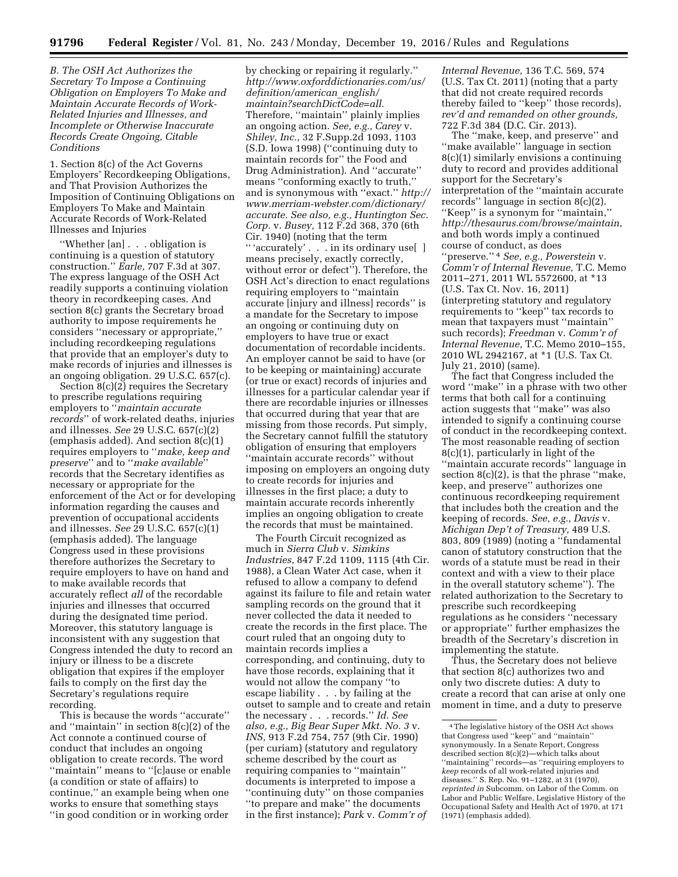### *B. The OSH Act Authorizes the Secretary To Impose a Continuing Obligation on Employers To Make and Maintain Accurate Records of Work-Related Injuries and Illnesses, and Incomplete or Otherwise Inaccurate Records Create Ongoing, Citable Conditions*

1. Section 8(c) of the Act Governs Employers' Recordkeeping Obligations, and That Provision Authorizes the Imposition of Continuing Obligations on Employers To Make and Maintain Accurate Records of Work-Related Illnesses and Injuries

''Whether [an] . . . obligation is continuing is a question of statutory construction.'' *Earle,* 707 F.3d at 307. The express language of the OSH Act readily supports a continuing violation theory in recordkeeping cases. And section 8(c) grants the Secretary broad authority to impose requirements he considers ''necessary or appropriate,'' including recordkeeping regulations that provide that an employer's duty to make records of injuries and illnesses is an ongoing obligation. 29 U.S.C. 657(c).

Section 8(c)(2) requires the Secretary to prescribe regulations requiring employers to ''*maintain accurate records*'' of work-related deaths, injuries and illnesses. *See* 29 U.S.C. 657(c)(2) (emphasis added). And section 8(c)(1) requires employers to ''*make, keep and preserve*'' and to ''*make available*'' records that the Secretary identifies as necessary or appropriate for the enforcement of the Act or for developing information regarding the causes and prevention of occupational accidents and illnesses. *See* 29 U.S.C. 657(c)(1) (emphasis added). The language Congress used in these provisions therefore authorizes the Secretary to require employers to have on hand and to make available records that accurately reflect *all* of the recordable injuries and illnesses that occurred during the designated time period. Moreover, this statutory language is inconsistent with any suggestion that Congress intended the duty to record an injury or illness to be a discrete obligation that expires if the employer fails to comply on the first day the Secretary's regulations require recording.

This is because the words ''accurate'' and ''maintain'' in section 8(c)(2) of the Act connote a continued course of conduct that includes an ongoing obligation to create records. The word ''maintain'' means to ''[c]ause or enable (a condition or state of affairs) to continue,'' an example being when one works to ensure that something stays ''in good condition or in working order by checking or repairing it regularly.'' *http://www.oxforddictionaries.com/us/definition/american_english/maintain?searchDictCode=all.* Therefore, ''maintain'' plainly implies an ongoing action. *See, e.g., Carey* v. *Shiley, Inc.,* 32 F.Supp.2d 1093, 1103 (S.D. Iowa 1998) (''continuing duty to maintain records for'' the Food and Drug Administration). And ''accurate'' means ''conforming exactly to truth,'' and is synonymous with ''exact.'' *http://www.merriam-webster.com/dictionary/accurate. See also, e.g., Huntington Sec. Corp.* v. *Busey,* 112 F.2d 368, 370 (6th Cir. 1940) (noting that the term '' 'accurately' . . . in its ordinary use[ ] means precisely, exactly correctly, without error or defect''). Therefore, the OSH Act's direction to enact regulations requiring employers to ''maintain accurate [injury and illness] records'' is a mandate for the Secretary to impose an ongoing or continuing duty on employers to have true or exact documentation of recordable incidents. An employer cannot be said to have (or to be keeping or maintaining) accurate (or true or exact) records of injuries and illnesses for a particular calendar year if there are recordable injuries or illnesses that occurred during that year that are missing from those records. Put simply, the Secretary cannot fulfill the statutory obligation of ensuring that employers ''maintain accurate records'' without imposing on employers an ongoing duty to create records for injuries and illnesses in the first place; a duty to maintain accurate records inherently implies an ongoing obligation to create the records that must be maintained.

The Fourth Circuit recognized as much in *Sierra Club* v. *Simkins Industries,* 847 F.2d 1109, 1115 (4th Cir. 1988), a Clean Water Act case, when it refused to allow a company to defend against its failure to file and retain water sampling records on the ground that it never collected the data it needed to create the records in the first place. The court ruled that an ongoing duty to maintain records implies a corresponding, and continuing, duty to have those records, explaining that it would not allow the company ''to escape liability . . . by failing at the outset to sample and to create and retain the necessary . . . records.'' *Id. See also, e.g., Big Bear Super Mkt. No. 3* v. *INS,* 913 F.2d 754, 757 (9th Cir. 1990) (per curiam) (statutory and regulatory scheme described by the court as requiring companies to ''maintain'' documents is interpreted to impose a ''continuing duty'' on those companies ''to prepare and make'' the documents in the first instance); *Park* v. *Comm'r of Internal Revenue,* 136 T.C. 569, 574 (U.S. Tax Ct. 2011) (noting that a party that did not create required records thereby failed to ''keep'' those records), *rev'd and remanded on other grounds,* 722 F.3d 384 (D.C. Cir. 2013).

The ''make, keep, and preserve'' and ''make available'' language in section 8(c)(1) similarly envisions a continuing duty to record and provides additional support for the Secretary's interpretation of the ''maintain accurate records'' language in section 8(c)(2). ''Keep'' is a synonym for ''maintain,'' *http://thesaurus.com/browse/maintain*, and both words imply a continued course of conduct, as does ''preserve.''[4] *See, e.g., Powerstein* v. *Comm'r of Internal Revenue,* T.C. Memo 2011–271, 2011 WL 5572600, at *13 (U.S. Tax Ct. Nov. 16, 2011) (interpreting statutory and regulatory requirements to ''keep'' tax records to mean that taxpayers must ''maintain'' such records); *Freedman* v. *Comm'r of Internal Revenue,* T.C. Memo 2010–155, 2010 WL 2942167, at *1 (U.S. Tax Ct. July 21, 2010) (same).

The fact that Congress included the word ''make'' in a phrase with two other terms that both call for a continuing action suggests that ''make'' was also intended to signify a continuing course of conduct in the recordkeeping context. The most reasonable reading of section 8(c)(1), particularly in light of the ''maintain accurate records'' language in section 8(c)(2), is that the phrase ''make, keep, and preserve'' authorizes one continuous recordkeeping requirement that includes both the creation and the keeping of records. *See, e.g., Davis* v. *Michigan Dep't of Treasury,* 489 U.S. 803, 809 (1989) (noting a ''fundamental canon of statutory construction that the words of a statute must be read in their context and with a view to their place in the overall statutory scheme''). The related authorization to the Secretary to prescribe such recordkeeping regulations as he considers ''necessary or appropriate'' further emphasizes the breadth of the Secretary's discretion in implementing the statute.

Thus, the Secretary does not believe that section 8(c) authorizes two and only two discrete duties: A duty to create a record that can arise at only one moment in time, and a duty to preserve

---

[4] The legislative history of the OSH Act shows that Congress used ''keep'' and ''maintain'' synonymously. In a Senate Report, Congress described section 8(c)(2)—which talks about ''maintaining'' records—as ''requiring employers to *keep* records of all work-related injuries and diseases.'' S. Rep. No. 91–1282, at 31 (1970), *reprinted in* Subcomm. on Labor of the Comm. on Labor and Public Welfare, Legislative History of the Occupational Safety and Health Act of 1970, at 171 (1971) (emphasis added).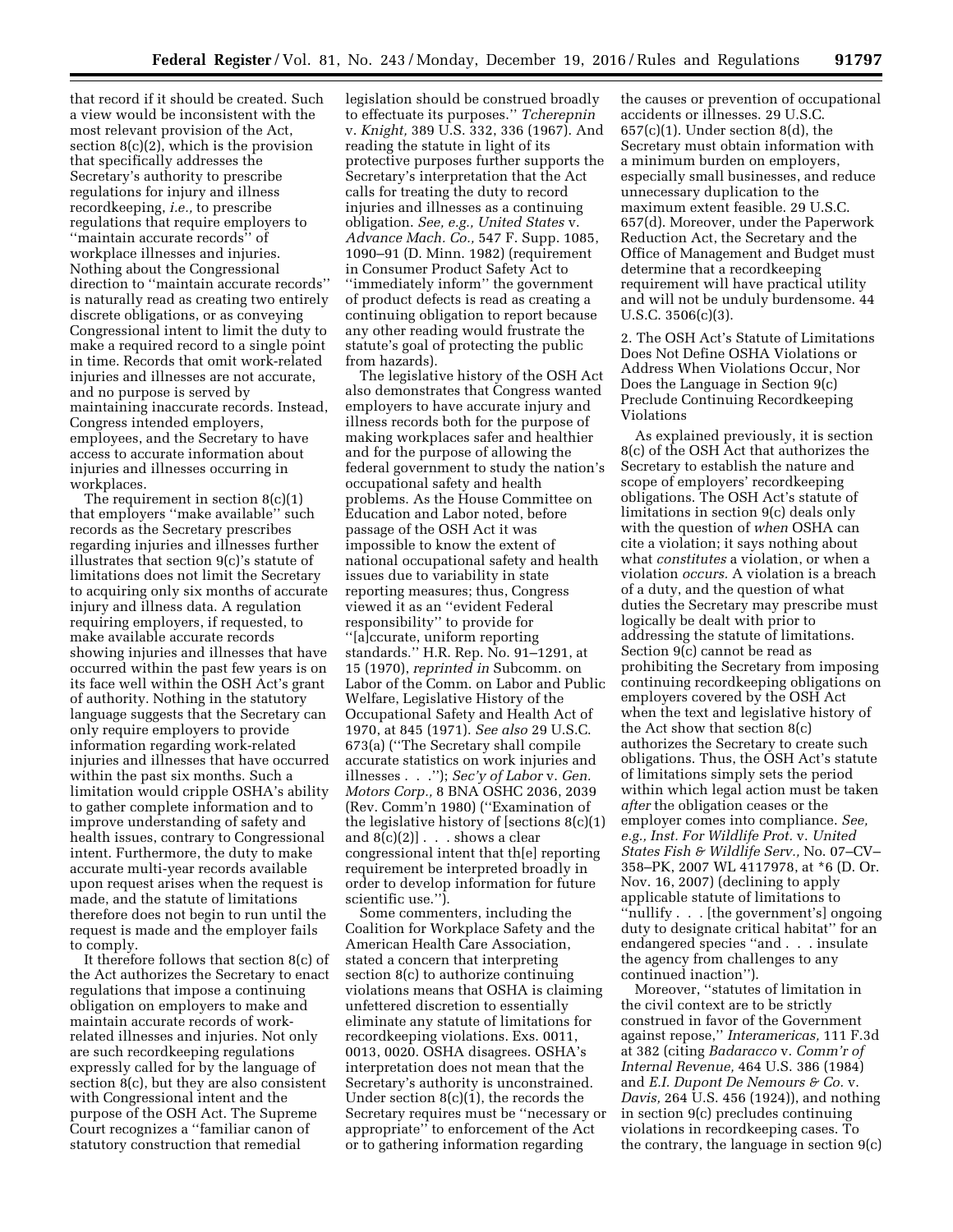that record if it should be created. Such a view would be inconsistent with the most relevant provision of the Act, section 8(c)(2), which is the provision that specifically addresses the Secretary's authority to prescribe regulations for injury and illness recordkeeping, *i.e.,* to prescribe regulations that require employers to ''maintain accurate records'' of workplace illnesses and injuries. Nothing about the Congressional direction to ''maintain accurate records'' is naturally read as creating two entirely discrete obligations, or as conveying Congressional intent to limit the duty to make a required record to a single point in time. Records that omit work-related injuries and illnesses are not accurate, and no purpose is served by maintaining inaccurate records. Instead, Congress intended employers, employees, and the Secretary to have access to accurate information about injuries and illnesses occurring in workplaces.

The requirement in section 8(c)(1) that employers ''make available'' such records as the Secretary prescribes regarding injuries and illnesses further illustrates that section 9(c)'s statute of limitations does not limit the Secretary to acquiring only six months of accurate injury and illness data. A regulation requiring employers, if requested, to make available accurate records showing injuries and illnesses that have occurred within the past few years is on its face well within the OSH Act's grant of authority. Nothing in the statutory language suggests that the Secretary can only require employers to provide information regarding work-related injuries and illnesses that have occurred within the past six months. Such a limitation would cripple OSHA's ability to gather complete information and to improve understanding of safety and health issues, contrary to Congressional intent. Furthermore, the duty to make accurate multi-year records available upon request arises when the request is made, and the statute of limitations therefore does not begin to run until the request is made and the employer fails to comply.

It therefore follows that section 8(c) of the Act authorizes the Secretary to enact regulations that impose a continuing obligation on employers to make and maintain accurate records of work-related illnesses and injuries. Not only are such recordkeeping regulations expressly called for by the language of section 8(c), but they are also consistent with Congressional intent and the purpose of the OSH Act. The Supreme Court recognizes a ''familiar canon of statutory construction that remedial legislation should be construed broadly to effectuate its purposes.'' *Tcherepnin* v. *Knight,* 389 U.S. 332, 336 (1967). And reading the statute in light of its protective purposes further supports the Secretary's interpretation that the Act calls for treating the duty to record injuries and illnesses as a continuing obligation. *See, e.g., United States* v. *Advance Mach. Co.,* 547 F. Supp. 1085, 1090–91 (D. Minn. 1982) (requirement in Consumer Product Safety Act to ''immediately inform'' the government of product defects is read as creating a continuing obligation to report because any other reading would frustrate the statute's goal of protecting the public from hazards).

The legislative history of the OSH Act also demonstrates that Congress wanted employers to have accurate injury and illness records both for the purpose of making workplaces safer and healthier and for the purpose of allowing the federal government to study the nation's occupational safety and health problems. As the House Committee on Education and Labor noted, before passage of the OSH Act it was impossible to know the extent of national occupational safety and health issues due to variability in state reporting measures; thus, Congress viewed it as an ''evident Federal responsibility'' to provide for ''[a]ccurate, uniform reporting standards.'' H.R. Rep. No. 91–1291, at 15 (1970), *reprinted in* Subcomm. on Labor of the Comm. on Labor and Public Welfare, Legislative History of the Occupational Safety and Health Act of 1970, at 845 (1971). *See also* 29 U.S.C. 673(a) (''The Secretary shall compile accurate statistics on work injuries and illnesses . . .''); *Sec'y of Labor* v. *Gen. Motors Corp.,* 8 BNA OSHC 2036, 2039 (Rev. Comm'n 1980) (''Examination of the legislative history of [sections 8(c)(1) and 8(c)(2)] . . . shows a clear congressional intent that th[e] reporting requirement be interpreted broadly in order to develop information for future scientific use.'').

Some commenters, including the Coalition for Workplace Safety and the American Health Care Association, stated a concern that interpreting section 8(c) to authorize continuing violations means that OSHA is claiming unfettered discretion to essentially eliminate any statute of limitations for recordkeeping violations. Exs. 0011, 0013, 0020. OSHA disagrees. OSHA's interpretation does not mean that the Secretary's authority is unconstrained. Under section 8(c)(1), the records the Secretary requires must be ''necessary or appropriate'' to enforcement of the Act or to gathering information regarding the causes or prevention of occupational accidents or illnesses. 29 U.S.C. 657(c)(1). Under section 8(d), the Secretary must obtain information with a minimum burden on employers, especially small businesses, and reduce unnecessary duplication to the maximum extent feasible. 29 U.S.C. 657(d). Moreover, under the Paperwork Reduction Act, the Secretary and the Office of Management and Budget must determine that a recordkeeping requirement will have practical utility and will not be unduly burdensome. 44 U.S.C. 3506(c)(3).

2. The OSH Act's Statute of Limitations Does Not Define OSHA Violations or Address When Violations Occur, Nor Does the Language in Section 9(c) Preclude Continuing Recordkeeping Violations

As explained previously, it is section 8(c) of the OSH Act that authorizes the Secretary to establish the nature and scope of employers' recordkeeping obligations. The OSH Act's statute of limitations in section 9(c) deals only with the question of *when* OSHA can cite a violation; it says nothing about what *constitutes* a violation, or when a violation *occurs.* A violation is a breach of a duty, and the question of what duties the Secretary may prescribe must logically be dealt with prior to addressing the statute of limitations. Section 9(c) cannot be read as prohibiting the Secretary from imposing continuing recordkeeping obligations on employers covered by the OSH Act when the text and legislative history of the Act show that section 8(c) authorizes the Secretary to create such obligations. Thus, the OSH Act's statute of limitations simply sets the period within which legal action must be taken *after* the obligation ceases or the employer comes into compliance. *See, e.g., Inst. For Wildlife Prot.* v. *United States Fish & Wildlife Serv.,* No. 07–CV–358–PK, 2007 WL 4117978, at *6 (D. Or. Nov. 16, 2007) (declining to apply applicable statute of limitations to ''nullify . . . [the government's] ongoing duty to designate critical habitat'' for an endangered species ''and . . . insulate the agency from challenges to any continued inaction'').

Moreover, ''statutes of limitation in the civil context are to be strictly construed in favor of the Government against repose,'' *Interamericas,* 111 F.3d at 382 (citing *Badaracco* v. *Comm'r of Internal Revenue,* 464 U.S. 386 (1984) and *E.I. Dupont De Nemours & Co.* v. *Davis,* 264 U.S. 456 (1924)), and nothing in section 9(c) precludes continuing violations in recordkeeping cases. To the contrary, the language in section 9(c)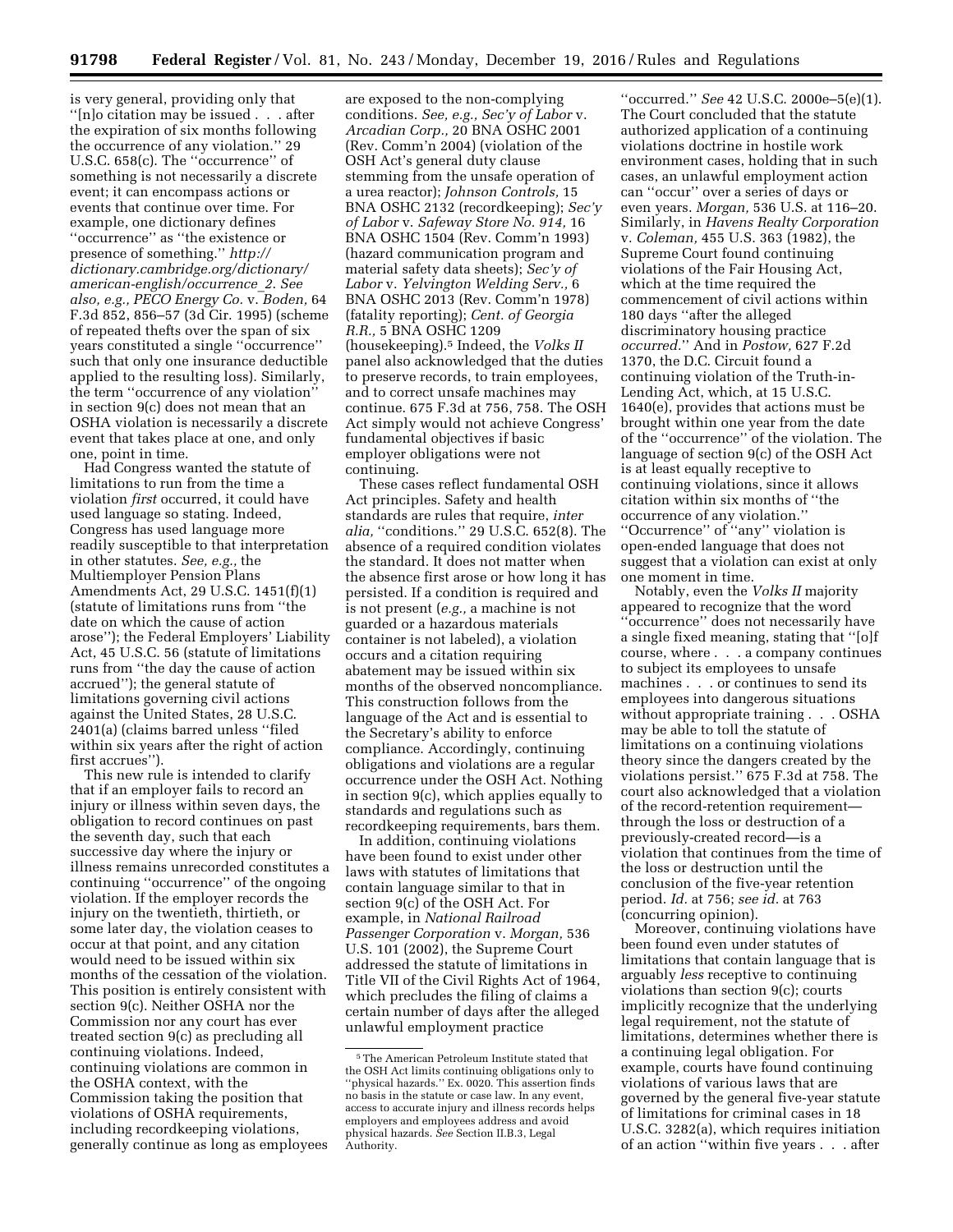is very general, providing only that ''[n]o citation may be issued . . . after the expiration of six months following the occurrence of any violation.'' 29 U.S.C. 658(c). The ''occurrence'' of something is not necessarily a discrete event; it can encompass actions or events that continue over time. For example, one dictionary defines ''occurrence'' as ''the existence or presence of something.'' *http://dictionary.cambridge.org/dictionary/american-english/occurrence_2*. *See also, e.g., PECO Energy Co.* v. *Boden,* 64 F.3d 852, 856–57 (3d Cir. 1995) (scheme of repeated thefts over the span of six years constituted a single ''occurrence'' such that only one insurance deductible applied to the resulting loss). Similarly, the term ''occurrence of any violation'' in section 9(c) does not mean that an OSHA violation is necessarily a discrete event that takes place at one, and only one, point in time.

Had Congress wanted the statute of limitations to run from the time a violation *first* occurred, it could have used language so stating. Indeed, Congress has used language more readily susceptible to that interpretation in other statutes. *See, e.g.,* the Multiemployer Pension Plans Amendments Act, 29 U.S.C. 1451(f)(1) (statute of limitations runs from ''the date on which the cause of action arose''); the Federal Employers' Liability Act, 45 U.S.C. 56 (statute of limitations runs from ''the day the cause of action accrued''); the general statute of limitations governing civil actions against the United States, 28 U.S.C. 2401(a) (claims barred unless ''filed within six years after the right of action first accrues'').

This new rule is intended to clarify that if an employer fails to record an injury or illness within seven days, the obligation to record continues on past the seventh day, such that each successive day where the injury or illness remains unrecorded constitutes a continuing ''occurrence'' of the ongoing violation. If the employer records the injury on the twentieth, thirtieth, or some later day, the violation ceases to occur at that point, and any citation would need to be issued within six months of the cessation of the violation. This position is entirely consistent with section 9(c). Neither OSHA nor the Commission nor any court has ever treated section 9(c) as precluding all continuing violations. Indeed, continuing violations are common in the OSHA context, with the Commission taking the position that violations of OSHA requirements, including recordkeeping violations, generally continue as long as employees are exposed to the non-complying conditions. *See, e.g., Sec'y of Labor* v. *Arcadian Corp.,* 20 BNA OSHC 2001 (Rev. Comm'n 2004) (violation of the OSH Act's general duty clause stemming from the unsafe operation of a urea reactor); *Johnson Controls*, 15 BNA OSHC 2132 (recordkeeping); *Sec'y of Labor* v. *Safeway Store No. 914,* 16 BNA OSHC 1504 (Rev. Comm'n 1993) (hazard communication program and material safety data sheets); *Sec'y of Labor* v. *Yelvington Welding Serv.,* 6 BNA OSHC 2013 (Rev. Comm'n 1978) (fatality reporting); *Cent. of Georgia R.R.,* 5 BNA OSHC 1209 (housekeeping).[5] Indeed, the *Volks II* panel also acknowledged that the duties to preserve records, to train employees, and to correct unsafe machines may continue. 675 F.3d at 756, 758. The OSH Act simply would not achieve Congress' fundamental objectives if basic employer obligations were not continuing.

These cases reflect fundamental OSH Act principles. Safety and health standards are rules that require, *inter alia,* ''conditions.'' 29 U.S.C. 652(8). The absence of a required condition violates the standard. It does not matter when the absence first arose or how long it has persisted. If a condition is required and is not present (*e.g.,* a machine is not guarded or a hazardous materials container is not labeled), a violation occurs and a citation requiring abatement may be issued within six months of the observed noncompliance. This construction follows from the language of the Act and is essential to the Secretary's ability to enforce compliance. Accordingly, continuing obligations and violations are a regular occurrence under the OSH Act. Nothing in section 9(c), which applies equally to standards and regulations such as recordkeeping requirements, bars them.

In addition, continuing violations have been found to exist under other laws with statutes of limitations that contain language similar to that in section 9(c) of the OSH Act. For example, in *National Railroad Passenger Corporation* v. *Morgan,* 536 U.S. 101 (2002), the Supreme Court addressed the statute of limitations in Title VII of the Civil Rights Act of 1964, which precludes the filing of claims a certain number of days after the alleged unlawful employment practice ''occurred.'' *See* 42 U.S.C. 2000e–5(e)(1). The Court concluded that the statute authorized application of a continuing violations doctrine in hostile work environment cases, holding that in such cases, an unlawful employment action can ''occur'' over a series of days or even years. *Morgan,* 536 U.S. at 116–20. Similarly, in *Havens Realty Corporation* v. *Coleman,* 455 U.S. 363 (1982), the Supreme Court found continuing violations of the Fair Housing Act, which at the time required the commencement of civil actions within 180 days ''after the alleged discriminatory housing practice *occurred.*'' And in *Postow,* 627 F.2d 1370, the D.C. Circuit found a continuing violation of the Truth-in-Lending Act, which, at 15 U.S.C. 1640(e), provides that actions must be brought within one year from the date of the ''occurrence'' of the violation. The language of section 9(c) of the OSH Act is at least equally receptive to continuing violations, since it allows citation within six months of ''the occurrence of any violation.'' ''Occurrence'' of ''any'' violation is open-ended language that does not suggest that a violation can exist at only one moment in time.

Notably, even the *Volks II* majority appeared to recognize that the word ''occurrence'' does not necessarily have a single fixed meaning, stating that ''[o]f course, where . . . a company continues to subject its employees to unsafe machines . . . or continues to send its employees into dangerous situations without appropriate training . . . OSHA may be able to toll the statute of limitations on a continuing violations theory since the dangers created by the violations persist.'' 675 F.3d at 758. The court also acknowledged that a violation of the record-retention requirement—through the loss or destruction of a previously-created record—is a violation that continues from the time of the loss or destruction until the conclusion of the five-year retention period. *Id.* at 756; *see id.* at 763 (concurring opinion).

Moreover, continuing violations have been found even under statutes of limitations that contain language that is arguably *less* receptive to continuing violations than section 9(c); courts implicitly recognize that the underlying legal requirement, not the statute of limitations, determines whether there is a continuing legal obligation. For example, courts have found continuing violations of various laws that are governed by the general five-year statute of limitations for criminal cases in 18 U.S.C. 3282(a), which requires initiation of an action ''within five years . . . after

[5] The American Petroleum Institute stated that the OSH Act limits continuing obligations only to ''physical hazards.'' Ex. 0020. This assertion finds no basis in the statute or case law. In any event, access to accurate injury and illness records helps employers and employees address and avoid physical hazards. *See* Section II.B.3, Legal Authority.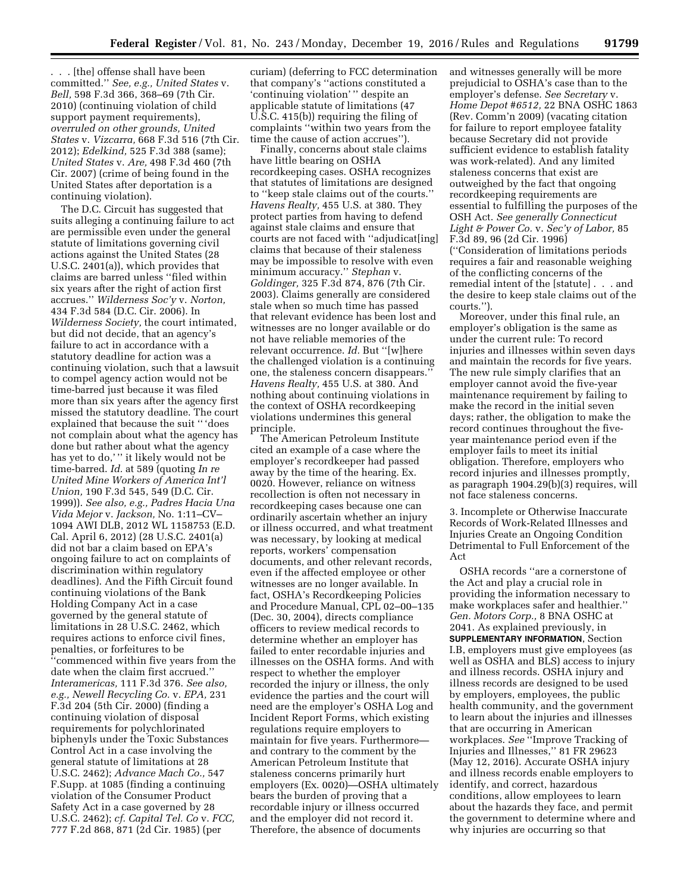. . . [the] offense shall have been committed.'' *See, e.g., United States* v. *Bell,* 598 F.3d 366, 368–69 (7th Cir. 2010) (continuing violation of child support payment requirements), *overruled on other grounds, United States* v. *Vizcarra,* 668 F.3d 516 (7th Cir. 2012); *Edelkind,* 525 F.3d 388 (same); *United States* v. *Are,* 498 F.3d 460 (7th Cir. 2007) (crime of being found in the United States after deportation is a continuing violation).

The D.C. Circuit has suggested that suits alleging a continuing failure to act are permissible even under the general statute of limitations governing civil actions against the United States (28 U.S.C. 2401(a)), which provides that claims are barred unless ''filed within six years after the right of action first accrues.'' *Wilderness Soc'y* v. *Norton,* 434 F.3d 584 (D.C. Cir. 2006). In *Wilderness Society,* the court intimated, but did not decide, that an agency's failure to act in accordance with a statutory deadline for action was a continuing violation, such that a lawsuit to compel agency action would not be time-barred just because it was filed more than six years after the agency first missed the statutory deadline. The court explained that because the suit '' 'does not complain about what the agency has done but rather about what the agency has yet to do,' '' it likely would not be time-barred. *Id.* at 589 (quoting *In re United Mine Workers of America Int'l Union,* 190 F.3d 545, 549 (D.C. Cir. 1999)). *See also, e.g., Padres Hacia Una Vida Mejor* v. *Jackson,* No. 1:11–CV–1094 AWI DLB, 2012 WL 1158753 (E.D. Cal. April 6, 2012) (28 U.S.C. 2401(a) did not bar a claim based on EPA's ongoing failure to act on complaints of discrimination within regulatory deadlines). And the Fifth Circuit found continuing violations of the Bank Holding Company Act in a case governed by the general statute of limitations in 28 U.S.C. 2462, which requires actions to enforce civil fines, penalties, or forfeitures to be ''commenced within five years from the date when the claim first accrued.'' *Interamericas,* 111 F.3d 376. *See also, e.g., Newell Recycling Co.* v. *EPA,* 231 F.3d 204 (5th Cir. 2000) (finding a continuing violation of disposal requirements for polychlorinated biphenyls under the Toxic Substances Control Act in a case involving the general statute of limitations at 28 U.S.C. 2462); *Advance Mach Co.,* 547 F.Supp. at 1085 (finding a continuing violation of the Consumer Product Safety Act in a case governed by 28 U.S.C. 2462); *cf. Capital Tel. Co* v. *FCC,* 777 F.2d 868, 871 (2d Cir. 1985) (per curiam) (deferring to FCC determination that company's ''actions constituted a 'continuing violation' '' despite an applicable statute of limitations (47 U.S.C. 415(b)) requiring the filing of complaints ''within two years from the time the cause of action accrues'').

Finally, concerns about stale claims have little bearing on OSHA recordkeeping cases. OSHA recognizes that statutes of limitations are designed to ''keep stale claims out of the courts.'' *Havens Realty,* 455 U.S. at 380. They protect parties from having to defend against stale claims and ensure that courts are not faced with ''adjudicat[ing] claims that because of their staleness may be impossible to resolve with even minimum accuracy.'' *Stephan* v. *Goldinger,* 325 F.3d 874, 876 (7th Cir. 2003). Claims generally are considered stale when so much time has passed that relevant evidence has been lost and witnesses are no longer available or do not have reliable memories of the relevant occurrence. *Id.* But ''[w]here the challenged violation is a continuing one, the staleness concern disappears.'' *Havens Realty,* 455 U.S. at 380. And nothing about continuing violations in the context of OSHA recordkeeping violations undermines this general principle.

The American Petroleum Institute cited an example of a case where the employer's recordkeeper had passed away by the time of the hearing. Ex. 0020. However, reliance on witness recollection is often not necessary in recordkeeping cases because one can ordinarily ascertain whether an injury or illness occurred, and what treatment was necessary, by looking at medical reports, workers' compensation documents, and other relevant records, even if the affected employee or other witnesses are no longer available. In fact, OSHA's Recordkeeping Policies and Procedure Manual, CPL 02–00–135 (Dec. 30, 2004), directs compliance officers to review medical records to determine whether an employer has failed to enter recordable injuries and illnesses on the OSHA forms. And with respect to whether the employer recorded the injury or illness, the only evidence the parties and the court will need are the employer's OSHA Log and Incident Report Forms, which existing regulations require employers to maintain for five years. Furthermore—and contrary to the comment by the American Petroleum Institute that staleness concerns primarily hurt employers (Ex. 0020)—OSHA ultimately bears the burden of proving that a recordable injury or illness occurred and the employer did not record it. Therefore, the absence of documents and witnesses generally will be more prejudicial to OSHA's case than to the employer's defense. *See Secretary* v. *Home Depot #6512,* 22 BNA OSHC 1863 (Rev. Comm'n 2009) (vacating citation for failure to report employee fatality because Secretary did not provide sufficient evidence to establish fatality was work-related). And any limited staleness concerns that exist are outweighed by the fact that ongoing recordkeeping requirements are essential to fulfilling the purposes of the OSH Act. *See generally Connecticut Light & Power Co.* v. *Sec'y of Labor,* 85 F.3d 89, 96 (2d Cir. 1996) (''Consideration of limitations periods requires a fair and reasonable weighing of the conflicting concerns of the remedial intent of the [statute] . . . and the desire to keep stale claims out of the courts.'').

Moreover, under this final rule, an employer's obligation is the same as under the current rule: To record injuries and illnesses within seven days and maintain the records for five years. The new rule simply clarifies that an employer cannot avoid the five-year maintenance requirement by failing to make the record in the initial seven days; rather, the obligation to make the record continues throughout the five-year maintenance period even if the employer fails to meet its initial obligation. Therefore, employers who record injuries and illnesses promptly, as paragraph 1904.29(b)(3) requires, will not face staleness concerns.

### 3. Incomplete or Otherwise Inaccurate Records of Work-Related Illnesses and Injuries Create an Ongoing Condition Detrimental to Full Enforcement of the Act

OSHA records ''are a cornerstone of the Act and play a crucial role in providing the information necessary to make workplaces safer and healthier.'' *Gen. Motors Corp.,* 8 BNA OSHC at 2041. As explained previously, in **SUPPLEMENTARY INFORMATION**, Section I.B, employers must give employees (as well as OSHA and BLS) access to injury and illness records. OSHA injury and illness records are designed to be used by employers, employees, the public health community, and the government to learn about the injuries and illnesses that are occurring in American workplaces. *See* ''Improve Tracking of Injuries and Illnesses,'' 81 FR 29623 (May 12, 2016). Accurate OSHA injury and illness records enable employers to identify, and correct, hazardous conditions, allow employees to learn about the hazards they face, and permit the government to determine where and why injuries are occurring so that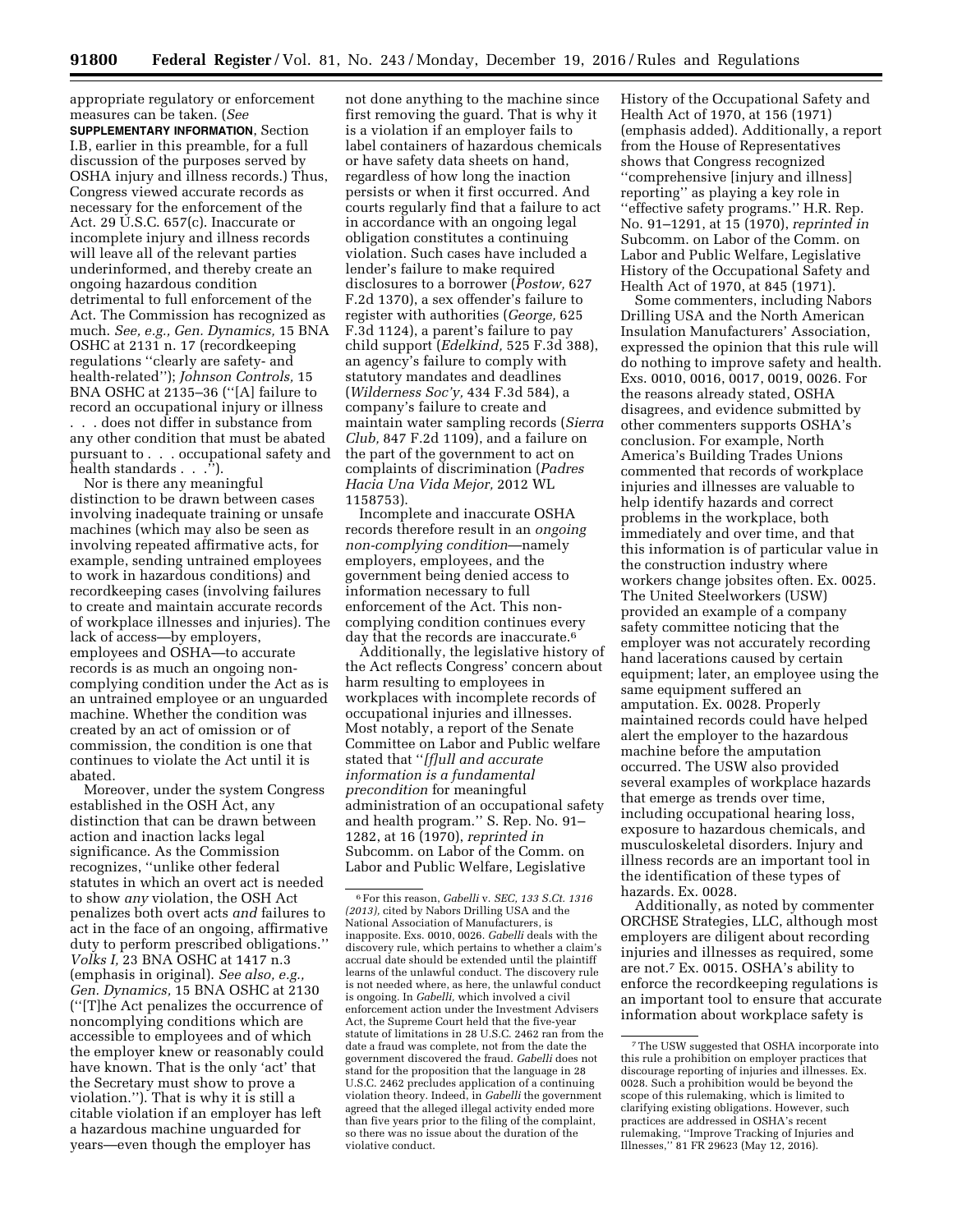appropriate regulatory or enforcement measures can be taken. (*See* **SUPPLEMENTARY INFORMATION**, Section I.B, earlier in this preamble, for a full discussion of the purposes served by OSHA injury and illness records.) Thus, Congress viewed accurate records as necessary for the enforcement of the Act. 29 U.S.C. 657(c). Inaccurate or incomplete injury and illness records will leave all of the relevant parties underinformed, and thereby create an ongoing hazardous condition detrimental to full enforcement of the Act. The Commission has recognized as much. *See, e.g., Gen. Dynamics,* 15 BNA OSHC at 2131 n. 17 (recordkeeping regulations ''clearly are safety- and health-related''); *Johnson Controls,* 15 BNA OSHC at 2135–36 (''[A] failure to record an occupational injury or illness . . . does not differ in substance from any other condition that must be abated pursuant to . . . occupational safety and health standards . . .'').

Nor is there any meaningful distinction to be drawn between cases involving inadequate training or unsafe machines (which may also be seen as involving repeated affirmative acts, for example, sending untrained employees to work in hazardous conditions) and recordkeeping cases (involving failures to create and maintain accurate records of workplace illnesses and injuries). The lack of access—by employers, employees and OSHA—to accurate records is as much an ongoing non-complying condition under the Act as is an untrained employee or an unguarded machine. Whether the condition was created by an act of omission or of commission, the condition is one that continues to violate the Act until it is abated.

Moreover, under the system Congress established in the OSH Act, any distinction that can be drawn between action and inaction lacks legal significance. As the Commission recognizes, ''unlike other federal statutes in which an overt act is needed to show *any* violation, the OSH Act penalizes both overt acts *and* failures to act in the face of an ongoing, affirmative duty to perform prescribed obligations.'' *Volks I,* 23 BNA OSHC at 1417 n.3 (emphasis in original). *See also, e.g., Gen. Dynamics,* 15 BNA OSHC at 2130 (''[T]he Act penalizes the occurrence of noncomplying conditions which are accessible to employees and of which the employer knew or reasonably could have known. That is the only 'act' that the Secretary must show to prove a violation.''). That is why it is still a citable violation if an employer has left a hazardous machine unguarded for years—even though the employer has not done anything to the machine since first removing the guard. That is why it is a violation if an employer fails to label containers of hazardous chemicals or have safety data sheets on hand, regardless of how long the inaction persists or when it first occurred. And courts regularly find that a failure to act in accordance with an ongoing legal obligation constitutes a continuing violation. Such cases have included a lender's failure to make required disclosures to a borrower (*Postow,* 627 F.2d 1370), a sex offender's failure to register with authorities (*George,* 625 F.3d 1124), a parent's failure to pay child support (*Edelkind,* 525 F.3d 388), an agency's failure to comply with statutory mandates and deadlines (*Wilderness Soc'y,* 434 F.3d 584), a company's failure to create and maintain water sampling records (*Sierra Club,* 847 F.2d 1109), and a failure on the part of the government to act on complaints of discrimination (*Padres Hacia Una Vida Mejor,* 2012 WL 1158753).

Incomplete and inaccurate OSHA records therefore result in an *ongoing non-complying condition*—namely employers, employees, and the government being denied access to information necessary to full enforcement of the Act. This non-complying condition continues every day that the records are inaccurate.[6]

Additionally, the legislative history of the Act reflects Congress' concern about harm resulting to employees in workplaces with incomplete records of occupational injuries and illnesses. Most notably, a report of the Senate Committee on Labor and Public welfare stated that ''*[f]ull and accurate information is a fundamental precondition* for meaningful administration of an occupational safety and health program.'' S. Rep. No. 91–1282, at 16 (1970), *reprinted in* Subcomm. on Labor of the Comm. on Labor and Public Welfare, Legislative History of the Occupational Safety and Health Act of 1970, at 156 (1971) (emphasis added). Additionally, a report from the House of Representatives shows that Congress recognized ''comprehensive [injury and illness] reporting'' as playing a key role in ''effective safety programs.'' H.R. Rep. No. 91–1291, at 15 (1970), *reprinted in* Subcomm. on Labor of the Comm. on Labor and Public Welfare, Legislative History of the Occupational Safety and Health Act of 1970, at 845 (1971).

Some commenters, including Nabors Drilling USA and the North American Insulation Manufacturers' Association, expressed the opinion that this rule will do nothing to improve safety and health. Exs. 0010, 0016, 0017, 0019, 0026. For the reasons already stated, OSHA disagrees, and evidence submitted by other commenters supports OSHA's conclusion. For example, North America's Building Trades Unions commented that records of workplace injuries and illnesses are valuable to help identify hazards and correct problems in the workplace, both immediately and over time, and that this information is of particular value in the construction industry where workers change jobsites often. Ex. 0025. The United Steelworkers (USW) provided an example of a company safety committee noticing that the employer was not accurately recording hand lacerations caused by certain equipment; later, an employee using the same equipment suffered an amputation. Ex. 0028. Properly maintained records could have helped alert the employer to the hazardous machine before the amputation occurred. The USW also provided several examples of workplace hazards that emerge as trends over time, including occupational hearing loss, exposure to hazardous chemicals, and musculoskeletal disorders. Injury and illness records are an important tool in the identification of these types of hazards. Ex. 0028.

Additionally, as noted by commenter ORCHSE Strategies, LLC, although most employers are diligent about recording injuries and illnesses as required, some are not.[7] Ex. 0015. OSHA's ability to enforce the recordkeeping regulations is an important tool to ensure that accurate information about workplace safety is

---

[6] For this reason, *Gabelli* v. *SEC, 133 S.Ct. 1316 (2013),* cited by Nabors Drilling USA and the National Association of Manufacturers, is inapposite. Exs. 0010, 0026. *Gabelli* deals with the discovery rule, which pertains to whether a claim's accrual date should be extended until the plaintiff learns of the unlawful conduct. The discovery rule is not needed where, as here, the unlawful conduct is ongoing. In *Gabelli,* which involved a civil enforcement action under the Investment Advisers Act, the Supreme Court held that the five-year statute of limitations in 28 U.S.C. 2462 ran from the date a fraud was complete, not from the date the government discovered the fraud. *Gabelli* does not stand for the proposition that the language in 28 U.S.C. 2462 precludes application of a continuing violation theory. Indeed, in *Gabelli* the government agreed that the alleged illegal activity ended more than five years prior to the filing of the complaint, so there was no issue about the duration of the violative conduct.

[7] The USW suggested that OSHA incorporate into this rule a prohibition on employer practices that discourage reporting of injuries and illnesses. Ex. 0028. Such a prohibition would be beyond the scope of this rulemaking, which is limited to clarifying existing obligations. However, such practices are addressed in OSHA's recent rulemaking, ''Improve Tracking of Injuries and Illnesses,'' 81 FR 29623 (May 12, 2016).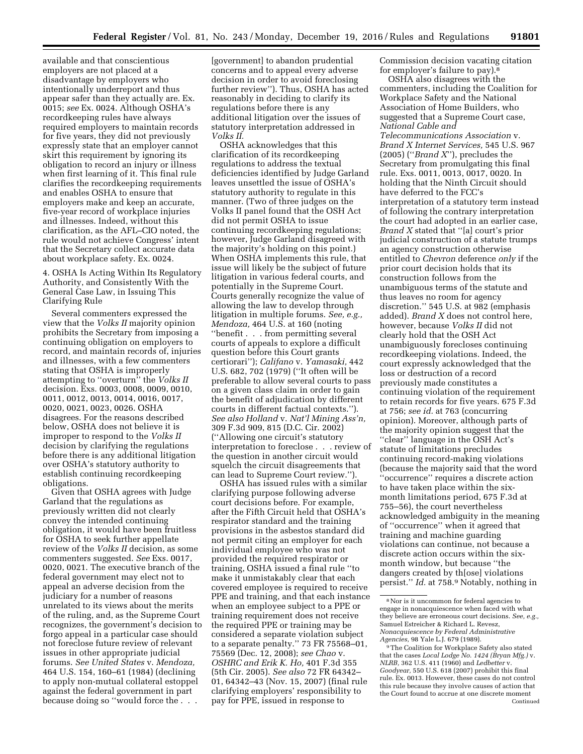available and that conscientious employers are not placed at a disadvantage by employers who intentionally underreport and thus appear safer than they actually are. Ex. 0015; *see* Ex. 0024. Although OSHA's recordkeeping rules have always required employers to maintain records for five years, they did not previously expressly state that an employer cannot skirt this requirement by ignoring its obligation to record an injury or illness when first learning of it. This final rule clarifies the recordkeeping requirements and enables OSHA to ensure that employers make and keep an accurate, five-year record of workplace injuries and illnesses. Indeed, without this clarification, as the AFL–CIO noted, the rule would not achieve Congress' intent that the Secretary collect accurate data about workplace safety. Ex. 0024.

4. OSHA Is Acting Within Its Regulatory Authority, and Consistently With the General Case Law, in Issuing This Clarifying Rule

Several commenters expressed the view that the *Volks II* majority opinion prohibits the Secretary from imposing a continuing obligation on employers to record, and maintain records of, injuries and illnesses, with a few commenters stating that OSHA is improperly attempting to ''overturn'' the *Volks II* decision. Exs. 0003, 0008, 0009, 0010, 0011, 0012, 0013, 0014, 0016, 0017, 0020, 0021, 0023, 0026. OSHA disagrees. For the reasons described below, OSHA does not believe it is improper to respond to the *Volks II* decision by clarifying the regulations before there is any additional litigation over OSHA's statutory authority to establish continuing recordkeeping obligations.

Given that OSHA agrees with Judge Garland that the regulations as previously written did not clearly convey the intended continuing obligation, it would have been fruitless for OSHA to seek further appellate review of the *Volks II* decision, as some commenters suggested. *See* Exs. 0017, 0020, 0021. The executive branch of the federal government may elect not to appeal an adverse decision from the judiciary for a number of reasons unrelated to its views about the merits of the ruling, and, as the Supreme Court recognizes, the government's decision to forgo appeal in a particular case should not foreclose future review of relevant issues in other appropriate judicial forums. *See United States* v. *Mendoza,* 464 U.S. 154, 160–61 (1984) (declining to apply non-mutual collateral estoppel against the federal government in part because doing so ''would force the . . . [government] to abandon prudential concerns and to appeal every adverse decision in order to avoid foreclosing further review''). Thus, OSHA has acted reasonably in deciding to clarify its regulations before there is any additional litigation over the issues of statutory interpretation addressed in *Volks II.*

OSHA acknowledges that this clarification of its recordkeeping regulations to address the textual deficiencies identified by Judge Garland leaves unsettled the issue of OSHA's statutory authority to regulate in this manner. (Two of three judges on the Volks II panel found that the OSH Act did not permit OSHA to issue continuing recordkeeping regulations; however, Judge Garland disagreed with the majority's holding on this point.) When OSHA implements this rule, that issue will likely be the subject of future litigation in various federal courts, and potentially in the Supreme Court. Courts generally recognize the value of allowing the law to develop through litigation in multiple forums. *See, e.g., Mendoza,* 464 U.S. at 160 (noting ''benefit . . . from permitting several courts of appeals to explore a difficult question before this Court grants certiorari''); *Califano* v. *Yamasaki,* 442 U.S. 682, 702 (1979) (''It often will be preferable to allow several courts to pass on a given class claim in order to gain the benefit of adjudication by different courts in different factual contexts.''). *See also Holland* v. *Nat'l Mining Ass'n,* 309 F.3d 909, 815 (D.C. Cir. 2002) (''Allowing one circuit's statutory interpretation to foreclose . . . review of the question in another circuit would squelch the circuit disagreements that can lead to Supreme Court review.'').

OSHA has issued rules with a similar clarifying purpose following adverse court decisions before. For example, after the Fifth Circuit held that OSHA's respirator standard and the training provisions in the asbestos standard did not permit citing an employer for each individual employee who was not provided the required respirator or training, OSHA issued a final rule ''to make it unmistakably clear that each covered employee is required to receive PPE and training, and that each instance when an employee subject to a PPE or training requirement does not receive the required PPE or training may be considered a separate violation subject to a separate penalty.'' 73 FR 75568–01, 75569 (Dec. 12, 2008); *see Chao* v. *OSHRC and Erik K. Ho,* 401 F.3d 355 (5th Cir. 2005). *See also* 72 FR 64342–01, 64342–43 (Nov. 15, 2007) (final rule clarifying employers' responsibility to pay for PPE, issued in response to Commission decision vacating citation for employer's failure to pay).[8]

OSHA also disagrees with the commenters, including the Coalition for Workplace Safety and the National Association of Home Builders, who suggested that a Supreme Court case, *National Cable and Telecommunications Association* v. *Brand X Internet Services,* 545 U.S. 967 (2005) (''*Brand X*''), precludes the Secretary from promulgating this final rule. Exs. 0011, 0013, 0017, 0020. In holding that the Ninth Circuit should have deferred to the FCC's interpretation of a statutory term instead of following the contrary interpretation the court had adopted in an earlier case, *Brand X* stated that ''[a] court's prior judicial construction of a statute trumps an agency construction otherwise entitled to *Chevron* deference *only* if the prior court decision holds that its construction follows from the unambiguous terms of the statute and thus leaves no room for agency discretion.'' 545 U.S. at 982 (emphasis added). *Brand X* does not control here, however, because *Volks II* did not clearly hold that the OSH Act unambiguously forecloses continuing recordkeeping violations. Indeed, the court expressly acknowledged that the loss or destruction of a record previously made constitutes a continuing violation of the requirement to retain records for five years. 675 F.3d at 756; *see id.* at 763 (concurring opinion). Moreover, although parts of the majority opinion suggest that the ''clear'' language in the OSH Act's statute of limitations precludes continuing record-making violations (because the majority said that the word ''occurrence'' requires a discrete action to have taken place within the six-month limitations period, 675 F.3d at 755–56), the court nevertheless acknowledged ambiguity in the meaning of ''occurrence'' when it agreed that training and machine guarding violations can continue, not because a discrete action occurs within the six-month window, but because ''the dangers created by th[ose] violations persist.'' *Id.* at 758.[9] Notably, nothing in

[8] Nor is it uncommon for federal agencies to engage in nonacquiescence when faced with what they believe are erroneous court decisions. *See, e.g.,* Samuel Estreicher & Richard L. Revesz, *Nonacquiescence by Federal Administrative Agencies,* 98 Yale L.J. 679 (1989).

[9] The Coalition for Workplace Safety also stated that the cases *Local Lodge No. 1424 (Bryan Mfg.)* v. *NLRB,* 362 U.S. 411 (1960) and *Ledbetter* v. *Goodyear,* 550 U.S. 618 (2007) prohibit this final rule. Ex. 0013. However, these cases do not control this rule because they involve causes of action that the Court found to accrue at one discrete moment Continued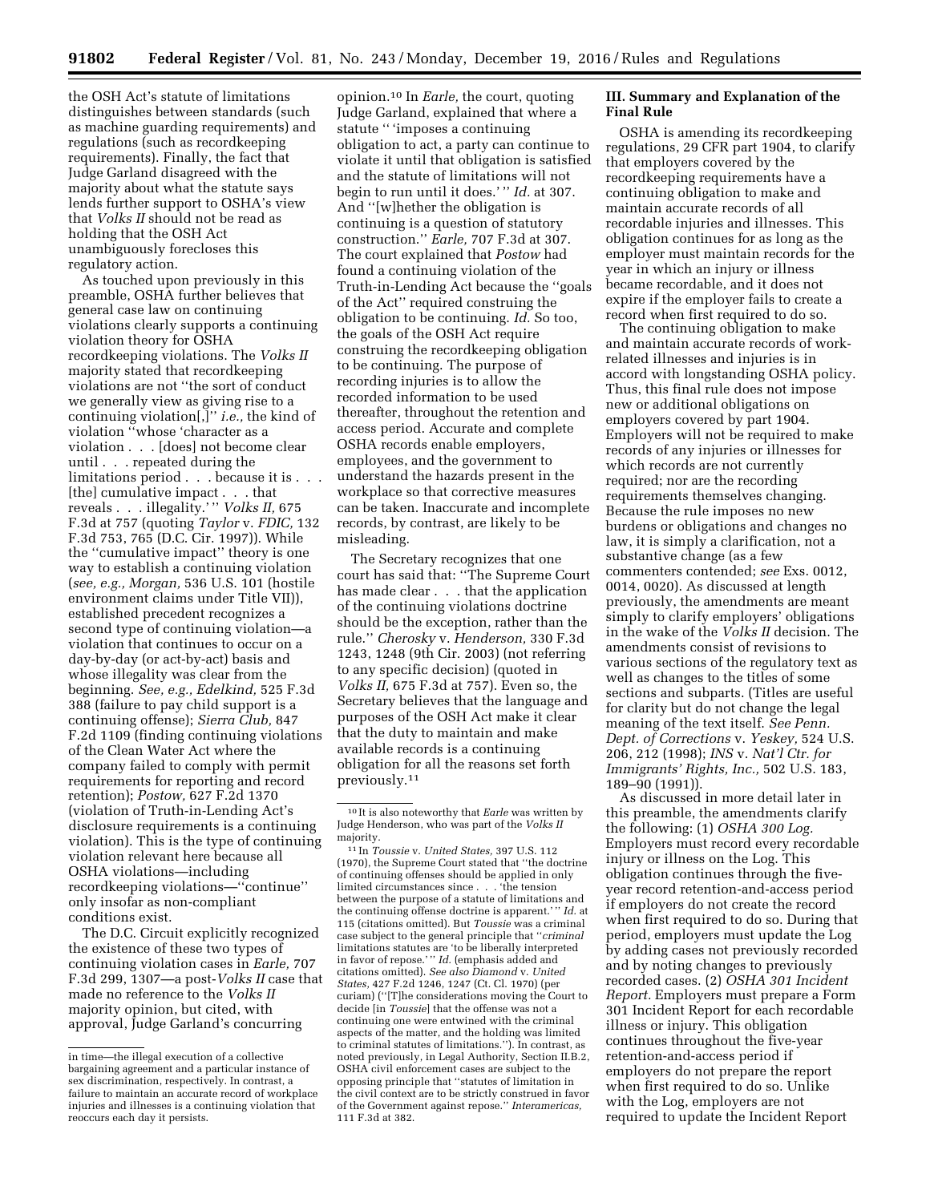the OSH Act's statute of limitations distinguishes between standards (such as machine guarding requirements) and regulations (such as recordkeeping requirements). Finally, the fact that Judge Garland disagreed with the majority about what the statute says lends further support to OSHA's view that *Volks II* should not be read as holding that the OSH Act unambiguously forecloses this regulatory action.

As touched upon previously in this preamble, OSHA further believes that general case law on continuing violations clearly supports a continuing violation theory for OSHA recordkeeping violations. The *Volks II* majority stated that recordkeeping violations are not ''the sort of conduct we generally view as giving rise to a continuing violation[,]'' *i.e.,* the kind of violation ''whose 'character as a violation . . . [does] not become clear until . . . repeated during the limitations period . . . because it is . . . [the] cumulative impact . . . that reveals . . . illegality.' '' *Volks II,* 675 F.3d at 757 (quoting *Taylor* v. *FDIC,* 132 F.3d 753, 765 (D.C. Cir. 1997)). While the ''cumulative impact'' theory is one way to establish a continuing violation (*see, e.g., Morgan,* 536 U.S. 101 (hostile environment claims under Title VII)), established precedent recognizes a second type of continuing violation—a violation that continues to occur on a day-by-day (or act-by-act) basis and whose illegality was clear from the beginning. *See, e.g., Edelkind,* 525 F.3d 388 (failure to pay child support is a continuing offense); *Sierra Club,* 847 F.2d 1109 (finding continuing violations of the Clean Water Act where the company failed to comply with permit requirements for reporting and record retention); *Postow,* 627 F.2d 1370 (violation of Truth-in-Lending Act's disclosure requirements is a continuing violation). This is the type of continuing violation relevant here because all OSHA violations—including recordkeeping violations—''continue'' only insofar as non-compliant conditions exist.

The D.C. Circuit explicitly recognized the existence of these two types of continuing violation cases in *Earle,* 707 F.3d 299, 1307—a post-*Volks II* case that made no reference to the *Volks II* majority opinion, but cited, with approval, Judge Garland's concurring opinion.[10] In *Earle,* the court, quoting Judge Garland, explained that where a statute '' 'imposes a continuing obligation to act, a party can continue to violate it until that obligation is satisfied and the statute of limitations will not begin to run until it does.' '' *Id.* at 307. And ''[w]hether the obligation is continuing is a question of statutory construction.'' *Earle,* 707 F.3d at 307. The court explained that *Postow* had found a continuing violation of the Truth-in-Lending Act because the ''goals of the Act'' required construing the obligation to be continuing. *Id.* So too, the goals of the OSH Act require construing the recordkeeping obligation to be continuing. The purpose of recording injuries is to allow the recorded information to be used thereafter, throughout the retention and access period. Accurate and complete OSHA records enable employers, employees, and the government to understand the hazards present in the workplace so that corrective measures can be taken. Inaccurate and incomplete records, by contrast, are likely to be misleading.

The Secretary recognizes that one court has said that: ''The Supreme Court has made clear . . . that the application of the continuing violations doctrine should be the exception, rather than the rule.'' *Cherosky* v. *Henderson,* 330 F.3d 1243, 1248 (9th Cir. 2003) (not referring to any specific decision) (quoted in *Volks II,* 675 F.3d at 757). Even so, the Secretary believes that the language and purposes of the OSH Act make it clear that the duty to maintain and make available records is a continuing obligation for all the reasons set forth previously.[11]

## III. Summary and Explanation of the Final Rule

OSHA is amending its recordkeeping regulations, 29 CFR part 1904, to clarify that employers covered by the recordkeeping requirements have a continuing obligation to make and maintain accurate records of all recordable injuries and illnesses. This obligation continues for as long as the employer must maintain records for the year in which an injury or illness became recordable, and it does not expire if the employer fails to create a record when first required to do so.

The continuing obligation to make and maintain accurate records of work-related illnesses and injuries is in accord with longstanding OSHA policy. Thus, this final rule does not impose new or additional obligations on employers covered by part 1904. Employers will not be required to make records of any injuries or illnesses for which records are not currently required; nor are the recording requirements themselves changing. Because the rule imposes no new burdens or obligations and changes no law, it is simply a clarification, not a substantive change (as a few commenters contended; *see* Exs. 0012, 0014, 0020). As discussed at length previously, the amendments are meant simply to clarify employers' obligations in the wake of the *Volks II* decision. The amendments consist of revisions to various sections of the regulatory text as well as changes to the titles of some sections and subparts. (Titles are useful for clarity but do not change the legal meaning of the text itself. *See Penn. Dept. of Corrections* v. *Yeskey,* 524 U.S. 206, 212 (1998); *INS* v. *Nat'l Ctr. for Immigrants' Rights, Inc.,* 502 U.S. 183, 189–90 (1991)).

As discussed in more detail later in this preamble, the amendments clarify the following: (1) *OSHA 300 Log.* Employers must record every recordable injury or illness on the Log. This obligation continues through the five-year record retention-and-access period if employers do not create the record when first required to do so. During that period, employers must update the Log by adding cases not previously recorded and by noting changes to previously recorded cases. (2) *OSHA 301 Incident Report.* Employers must prepare a Form 301 Incident Report for each recordable illness or injury. This obligation continues throughout the five-year retention-and-access period if employers do not prepare the report when first required to do so. Unlike with the Log, employers are not required to update the Incident Report

---

in time—the illegal execution of a collective bargaining agreement and a particular instance of sex discrimination, respectively. In contrast, a failure to maintain an accurate record of workplace injuries and illnesses is a continuing violation that reoccurs each day it persists.

[10] It is also noteworthy that *Earle* was written by Judge Henderson, who was part of the *Volks II* majority.

[11] In *Toussie* v. *United States,* 397 U.S. 112 (1970), the Supreme Court stated that ''the doctrine of continuing offenses should be applied in only limited circumstances since . . . 'the tension between the purpose of a statute of limitations and the continuing offense doctrine is apparent.' '' *Id.* at 115 (citations omitted). But *Toussie* was a criminal case subject to the general principle that ''*criminal* limitations statutes are 'to be liberally interpreted in favor of repose.' '' *Id.* (emphasis added and citations omitted). *See also Diamond* v. *United States,* 427 F.2d 1246, 1247 (Ct. Cl. 1970) (per curiam) (''[T]he considerations moving the Court to decide [in *Toussie*] that the offense was not a continuing one were entwined with the criminal aspects of the matter, and the holding was limited to criminal statutes of limitations.''). In contrast, as noted previously, in Legal Authority, Section II.B.2, OSHA civil enforcement cases are subject to the opposing principle that ''statutes of limitation in the civil context are to be strictly construed in favor of the Government against repose.'' *Interamericas,* 111 F.3d at 382.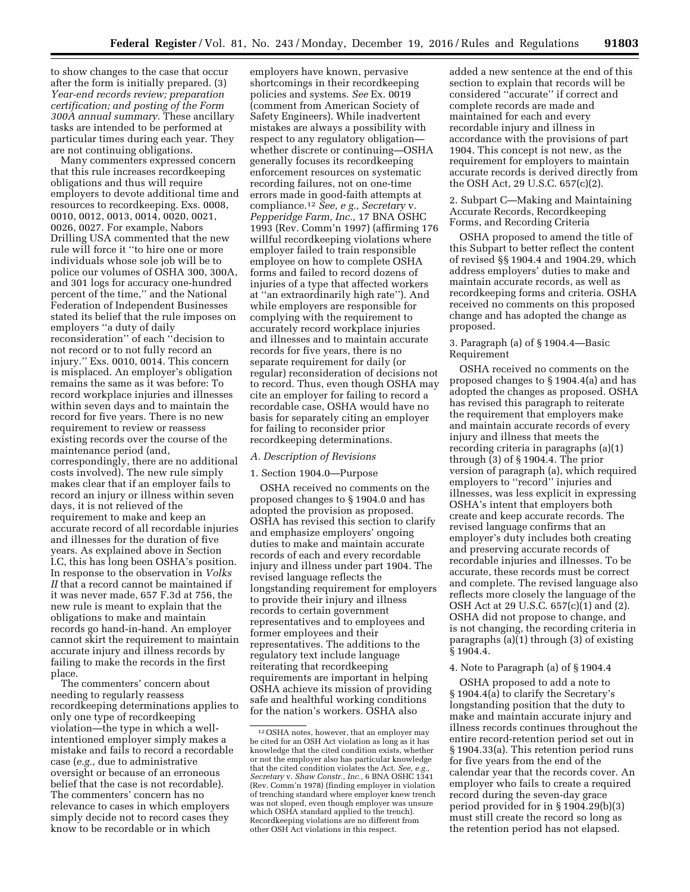to show changes to the case that occur after the form is initially prepared. (3) *Year-end records review; preparation certification; and posting of the Form 300A annual summary.* These ancillary tasks are intended to be performed at particular times during each year. They are not continuing obligations.

Many commenters expressed concern that this rule increases recordkeeping obligations and thus will require employers to devote additional time and resources to recordkeeping. Exs. 0008, 0010, 0012, 0013, 0014, 0020, 0021, 0026, 0027. For example, Nabors Drilling USA commented that the new rule will force it "to hire one or more individuals whose sole job will be to police our volumes of OSHA 300, 300A, and 301 logs for accuracy one-hundred percent of the time," and the National Federation of Independent Businesses stated its belief that the rule imposes on employers "a duty of daily reconsideration" of each "decision to not record or to not fully record an injury." Exs. 0010, 0014. This concern is misplaced. An employer's obligation remains the same as it was before: To record workplace injuries and illnesses within seven days and to maintain the record for five years. There is no new requirement to review or reassess existing records over the course of the maintenance period (and, correspondingly, there are no additional costs involved). The new rule simply makes clear that if an employer fails to record an injury or illness within seven days, it is not relieved of the requirement to make and keep an accurate record of all recordable injuries and illnesses for the duration of five years. As explained above in Section I.C, this has long been OSHA's position. In response to the observation in *Volks II* that a record cannot be maintained if it was never made, 657 F.3d at 756, the new rule is meant to explain that the obligations to make and maintain records go hand-in-hand. An employer cannot skirt the requirement to maintain accurate injury and illness records by failing to make the records in the first place.

The commenters' concern about needing to regularly reassess recordkeeping determinations applies to only one type of recordkeeping violation—the type in which a well-intentioned employer simply makes a mistake and fails to record a recordable case (*e.g.,* due to administrative oversight or because of an erroneous belief that the case is not recordable). The commenters' concern has no relevance to cases in which employers simply decide not to record cases they know to be recordable or in which employers have known, pervasive shortcomings in their recordkeeping policies and systems. *See* Ex. 0019 (comment from American Society of Safety Engineers). While inadvertent mistakes are always a possibility with respect to any regulatory obligation—whether discrete or continuing—OSHA generally focuses its recordkeeping enforcement resources on systematic recording failures, not on one-time errors made in good-faith attempts at compliance.[12] *See, e g., Secretary* v. *Pepperidge Farm, Inc.,* 17 BNA OSHC 1993 (Rev. Comm'n 1997) (affirming 176 willful recordkeeping violations where employer failed to train responsible employee on how to complete OSHA forms and failed to record dozens of injuries of a type that affected workers at "an extraordinarily high rate"). And while employers are responsible for complying with the requirement to accurately record workplace injuries and illnesses and to maintain accurate records for five years, there is no separate requirement for daily (or regular) reconsideration of decisions not to record. Thus, even though OSHA may cite an employer for failing to record a recordable case, OSHA would have no basis for separately citing an employer for failing to reconsider prior recordkeeping determinations.

*A. Description of Revisions*

1. Section 1904.0—Purpose

OSHA received no comments on the proposed changes to § 1904.0 and has adopted the provision as proposed. OSHA has revised this section to clarify and emphasize employers' ongoing duties to make and maintain accurate records of each and every recordable injury and illness under part 1904. The revised language reflects the longstanding requirement for employers to provide their injury and illness records to certain government representatives and to employees and former employees and their representatives. The additions to the regulatory text include language reiterating that recordkeeping requirements are important in helping OSHA achieve its mission of providing safe and healthful working conditions for the nation's workers. OSHA also added a new sentence at the end of this section to explain that records will be considered "accurate" if correct and complete records are made and maintained for each and every recordable injury and illness in accordance with the provisions of part 1904. This concept is not new, as the requirement for employers to maintain accurate records is derived directly from the OSH Act, 29 U.S.C. 657(c)(2).

2. Subpart C—Making and Maintaining Accurate Records, Recordkeeping Forms, and Recording Criteria

OSHA proposed to amend the title of this Subpart to better reflect the content of revised §§ 1904.4 and 1904.29, which address employers' duties to make and maintain accurate records, as well as recordkeeping forms and criteria. OSHA received no comments on this proposed change and has adopted the change as proposed.

3. Paragraph (a) of § 1904.4—Basic Requirement

OSHA received no comments on the proposed changes to § 1904.4(a) and has adopted the changes as proposed. OSHA has revised this paragraph to reiterate the requirement that employers make and maintain accurate records of every injury and illness that meets the recording criteria in paragraphs (a)(1) through (3) of § 1904.4. The prior version of paragraph (a), which required employers to "record" injuries and illnesses, was less explicit in expressing OSHA's intent that employers both create and keep accurate records. The revised language confirms that an employer's duty includes both creating and preserving accurate records of recordable injuries and illnesses. To be accurate, these records must be correct and complete. The revised language also reflects more closely the language of the OSH Act at 29 U.S.C. 657(c)(1) and (2). OSHA did not propose to change, and is not changing, the recording criteria in paragraphs (a)(1) through (3) of existing § 1904.4.

4. Note to Paragraph (a) of § 1904.4

OSHA proposed to add a note to § 1904.4(a) to clarify the Secretary's longstanding position that the duty to make and maintain accurate injury and illness records continues throughout the entire record-retention period set out in § 1904.33(a). This retention period runs for five years from the end of the calendar year that the records cover. An employer who fails to create a required record during the seven-day grace period provided for in § 1904.29(b)(3) must still create the record so long as the retention period has not elapsed.

[12] OSHA notes, however, that an employer may be cited for an OSH Act violation as long as it has knowledge that the cited condition exists, whether or not the employer also has particular knowledge that the cited condition violates the Act. *See, e.g., Secretary* v. *Shaw Constr., Inc.,* 6 BNA OSHC 1341 (Rev. Comm'n 1978) (finding employer in violation of trenching standard where employer knew trench was not sloped, even though employer was unsure which OSHA standard applied to the trench). Recordkeeping violations are no different from other OSH Act violations in this respect.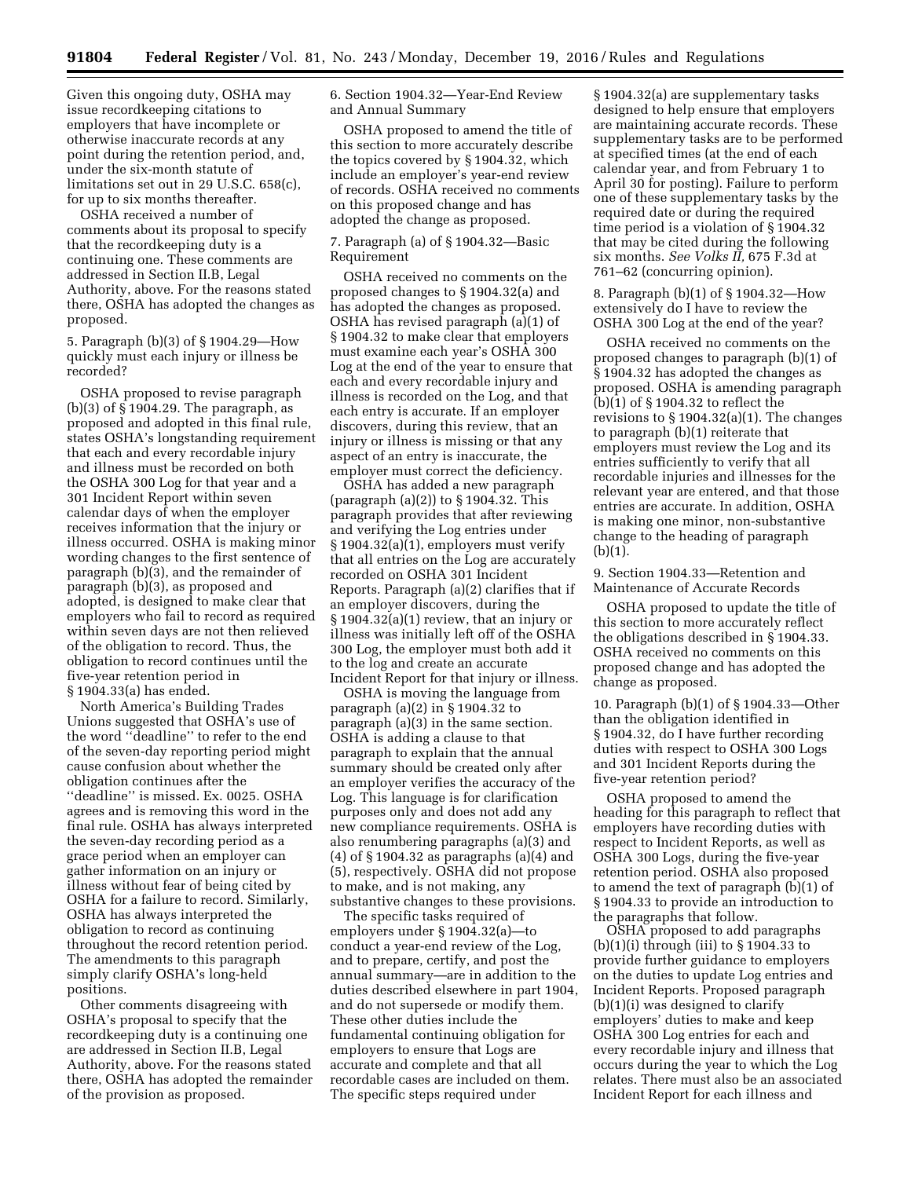Given this ongoing duty, OSHA may issue recordkeeping citations to employers that have incomplete or otherwise inaccurate records at any point during the retention period, and, under the six-month statute of limitations set out in 29 U.S.C. 658(c), for up to six months thereafter.

OSHA received a number of comments about its proposal to specify that the recordkeeping duty is a continuing one. These comments are addressed in Section II.B, Legal Authority, above. For the reasons stated there, OSHA has adopted the changes as proposed.

5. Paragraph (b)(3) of § 1904.29—How quickly must each injury or illness be recorded?

OSHA proposed to revise paragraph (b)(3) of § 1904.29. The paragraph, as proposed and adopted in this final rule, states OSHA's longstanding requirement that each and every recordable injury and illness must be recorded on both the OSHA 300 Log for that year and a 301 Incident Report within seven calendar days of when the employer receives information that the injury or illness occurred. OSHA is making minor wording changes to the first sentence of paragraph (b)(3), and the remainder of paragraph (b)(3), as proposed and adopted, is designed to make clear that employers who fail to record as required within seven days are not then relieved of the obligation to record. Thus, the obligation to record continues until the five-year retention period in § 1904.33(a) has ended.

North America's Building Trades Unions suggested that OSHA's use of the word ''deadline'' to refer to the end of the seven-day reporting period might cause confusion about whether the obligation continues after the ''deadline'' is missed. Ex. 0025. OSHA agrees and is removing this word in the final rule. OSHA has always interpreted the seven-day recording period as a grace period when an employer can gather information on an injury or illness without fear of being cited by OSHA for a failure to record. Similarly, OSHA has always interpreted the obligation to record as continuing throughout the record retention period. The amendments to this paragraph simply clarify OSHA's long-held positions.

Other comments disagreeing with OSHA's proposal to specify that the recordkeeping duty is a continuing one are addressed in Section II.B, Legal Authority, above. For the reasons stated there, OSHA has adopted the remainder of the provision as proposed.

6. Section 1904.32—Year-End Review and Annual Summary

OSHA proposed to amend the title of this section to more accurately describe the topics covered by § 1904.32, which include an employer's year-end review of records. OSHA received no comments on this proposed change and has adopted the change as proposed.

7. Paragraph (a) of § 1904.32—Basic Requirement

OSHA received no comments on the proposed changes to § 1904.32(a) and has adopted the changes as proposed. OSHA has revised paragraph (a)(1) of § 1904.32 to make clear that employers must examine each year's OSHA 300 Log at the end of the year to ensure that each and every recordable injury and illness is recorded on the Log, and that each entry is accurate. If an employer discovers, during this review, that an injury or illness is missing or that any aspect of an entry is inaccurate, the employer must correct the deficiency.

OSHA has added a new paragraph (paragraph (a)(2)) to § 1904.32. This paragraph provides that after reviewing and verifying the Log entries under § 1904.32(a)(1), employers must verify that all entries on the Log are accurately recorded on OSHA 301 Incident Reports. Paragraph (a)(2) clarifies that if an employer discovers, during the § 1904.32(a)(1) review, that an injury or illness was initially left off of the OSHA 300 Log, the employer must both add it to the log and create an accurate Incident Report for that injury or illness.

OSHA is moving the language from paragraph (a)(2) in § 1904.32 to paragraph (a)(3) in the same section. OSHA is adding a clause to that paragraph to explain that the annual summary should be created only after an employer verifies the accuracy of the Log. This language is for clarification purposes only and does not add any new compliance requirements. OSHA is also renumbering paragraphs (a)(3) and (4) of § 1904.32 as paragraphs (a)(4) and (5), respectively. OSHA did not propose to make, and is not making, any substantive changes to these provisions.

The specific tasks required of employers under § 1904.32(a)—to conduct a year-end review of the Log, and to prepare, certify, and post the annual summary—are in addition to the duties described elsewhere in part 1904, and do not supersede or modify them. These other duties include the fundamental continuing obligation for employers to ensure that Logs are accurate and complete and that all recordable cases are included on them. The specific steps required under § 1904.32(a) are supplementary tasks designed to help ensure that employers are maintaining accurate records. These supplementary tasks are to be performed at specified times (at the end of each calendar year, and from February 1 to April 30 for posting). Failure to perform one of these supplementary tasks by the required date or during the required time period is a violation of § 1904.32 that may be cited during the following six months. *See Volks II,* 675 F.3d at 761–62 (concurring opinion).

8. Paragraph (b)(1) of § 1904.32—How extensively do I have to review the OSHA 300 Log at the end of the year?

OSHA received no comments on the proposed changes to paragraph (b)(1) of § 1904.32 has adopted the changes as proposed. OSHA is amending paragraph (b)(1) of § 1904.32 to reflect the revisions to § 1904.32(a)(1). The changes to paragraph (b)(1) reiterate that employers must review the Log and its entries sufficiently to verify that all recordable injuries and illnesses for the relevant year are entered, and that those entries are accurate. In addition, OSHA is making one minor, non-substantive change to the heading of paragraph (b)(1).

9. Section 1904.33—Retention and Maintenance of Accurate Records

OSHA proposed to update the title of this section to more accurately reflect the obligations described in § 1904.33. OSHA received no comments on this proposed change and has adopted the change as proposed.

10. Paragraph (b)(1) of § 1904.33—Other than the obligation identified in § 1904.32, do I have further recording duties with respect to OSHA 300 Logs and 301 Incident Reports during the five-year retention period?

OSHA proposed to amend the heading for this paragraph to reflect that employers have recording duties with respect to Incident Reports, as well as OSHA 300 Logs, during the five-year retention period. OSHA also proposed to amend the text of paragraph (b)(1) of § 1904.33 to provide an introduction to the paragraphs that follow.

OSHA proposed to add paragraphs (b)(1)(i) through (iii) to § 1904.33 to provide further guidance to employers on the duties to update Log entries and Incident Reports. Proposed paragraph (b)(1)(i) was designed to clarify employers' duties to make and keep OSHA 300 Log entries for each and every recordable injury and illness that occurs during the year to which the Log relates. There must also be an associated Incident Report for each illness and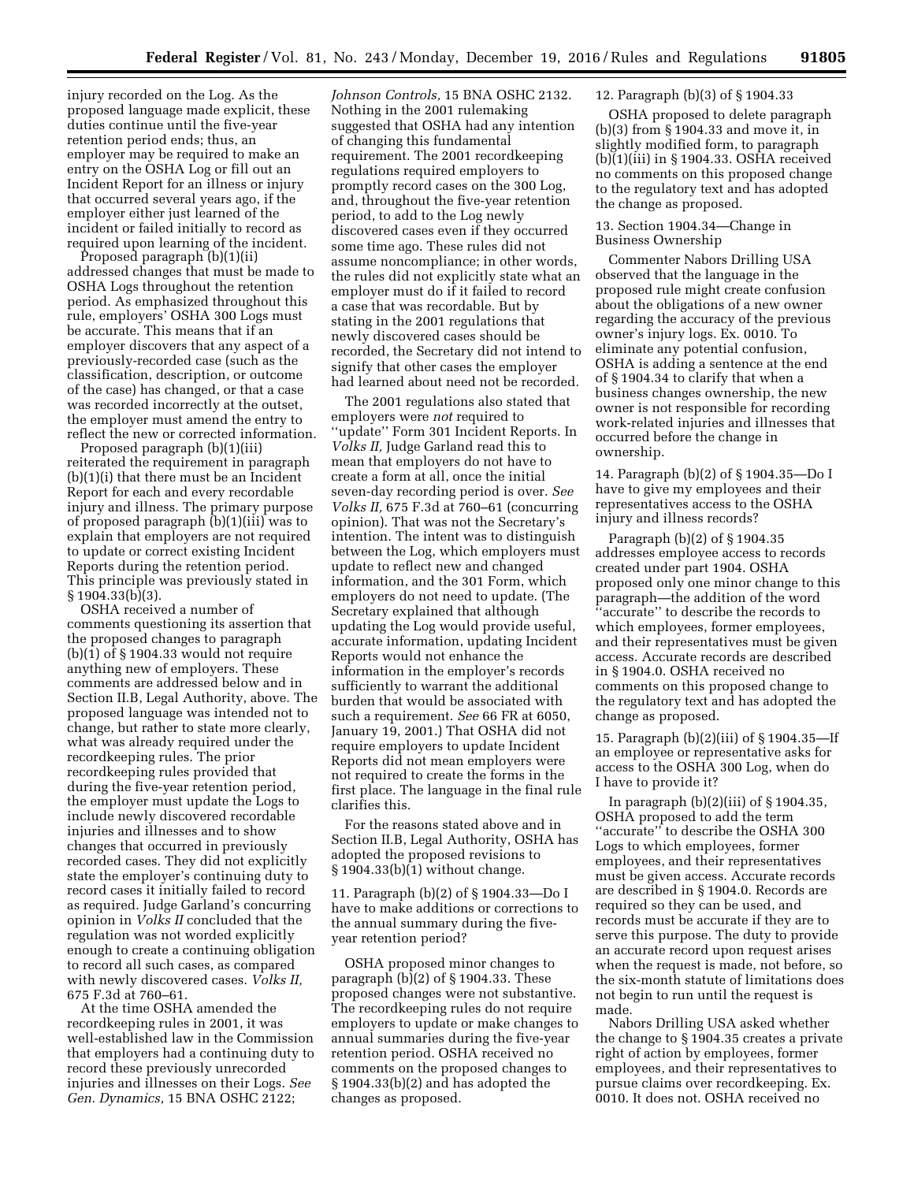injury recorded on the Log. As the proposed language made explicit, these duties continue until the five-year retention period ends; thus, an employer may be required to make an entry on the OSHA Log or fill out an Incident Report for an illness or injury that occurred several years ago, if the employer either just learned of the incident or failed initially to record as required upon learning of the incident.

Proposed paragraph (b)(1)(ii) addressed changes that must be made to OSHA Logs throughout the retention period. As emphasized throughout this rule, employers' OSHA 300 Logs must be accurate. This means that if an employer discovers that any aspect of a previously-recorded case (such as the classification, description, or outcome of the case) has changed, or that a case was recorded incorrectly at the outset, the employer must amend the entry to reflect the new or corrected information.

Proposed paragraph (b)(1)(iii) reiterated the requirement in paragraph (b)(1)(i) that there must be an Incident Report for each and every recordable injury and illness. The primary purpose of proposed paragraph (b)(1)(iii) was to explain that employers are not required to update or correct existing Incident Reports during the retention period. This principle was previously stated in § 1904.33(b)(3).

OSHA received a number of comments questioning its assertion that the proposed changes to paragraph (b)(1) of § 1904.33 would not require anything new of employers. These comments are addressed below and in Section II.B, Legal Authority, above. The proposed language was intended not to change, but rather to state more clearly, what was already required under the recordkeeping rules. The prior recordkeeping rules provided that during the five-year retention period, the employer must update the Logs to include newly discovered recordable injuries and illnesses and to show changes that occurred in previously recorded cases. They did not explicitly state the employer's continuing duty to record cases it initially failed to record as required. Judge Garland's concurring opinion in *Volks II* concluded that the regulation was not worded explicitly enough to create a continuing obligation to record all such cases, as compared with newly discovered cases. *Volks II,* 675 F.3d at 760–61.

At the time OSHA amended the recordkeeping rules in 2001, it was well-established law in the Commission that employers had a continuing duty to record these previously unrecorded injuries and illnesses on their Logs. *See Gen. Dynamics,* 15 BNA OSHC 2122; *Johnson Controls,* 15 BNA OSHC 2132. Nothing in the 2001 rulemaking suggested that OSHA had any intention of changing this fundamental requirement. The 2001 recordkeeping regulations required employers to promptly record cases on the 300 Log, and, throughout the five-year retention period, to add to the Log newly discovered cases even if they occurred some time ago. These rules did not assume noncompliance; in other words, the rules did not explicitly state what an employer must do if it failed to record a case that was recordable. But by stating in the 2001 regulations that newly discovered cases should be recorded, the Secretary did not intend to signify that other cases the employer had learned about need not be recorded.

The 2001 regulations also stated that employers were *not* required to "update" Form 301 Incident Reports. In *Volks II,* Judge Garland read this to mean that employers do not have to create a form at all, once the initial seven-day recording period is over. *See Volks II,* 675 F.3d at 760–61 (concurring opinion). That was not the Secretary's intention. The intent was to distinguish between the Log, which employers must update to reflect new and changed information, and the 301 Form, which employers do not need to update. (The Secretary explained that although updating the Log would provide useful, accurate information, updating Incident Reports would not enhance the information in the employer's records sufficiently to warrant the additional burden that would be associated with such a requirement. *See* 66 FR at 6050, January 19, 2001.) That OSHA did not require employers to update Incident Reports did not mean employers were not required to create the forms in the first place. The language in the final rule clarifies this.

For the reasons stated above and in Section II.B, Legal Authority, OSHA has adopted the proposed revisions to § 1904.33(b)(1) without change.

11. Paragraph (b)(2) of § 1904.33—Do I have to make additions or corrections to the annual summary during the five-year retention period?

OSHA proposed minor changes to paragraph (b)(2) of § 1904.33. These proposed changes were not substantive. The recordkeeping rules do not require employers to update or make changes to annual summaries during the five-year retention period. OSHA received no comments on the proposed changes to § 1904.33(b)(2) and has adopted the changes as proposed.

12. Paragraph (b)(3) of § 1904.33

OSHA proposed to delete paragraph (b)(3) from § 1904.33 and move it, in slightly modified form, to paragraph (b)(1)(iii) in § 1904.33. OSHA received no comments on this proposed change to the regulatory text and has adopted the change as proposed.

13. Section 1904.34—Change in Business Ownership

Commenter Nabors Drilling USA observed that the language in the proposed rule might create confusion about the obligations of a new owner regarding the accuracy of the previous owner's injury logs. Ex. 0010. To eliminate any potential confusion, OSHA is adding a sentence at the end of § 1904.34 to clarify that when a business changes ownership, the new owner is not responsible for recording work-related injuries and illnesses that occurred before the change in ownership.

14. Paragraph (b)(2) of § 1904.35—Do I have to give my employees and their representatives access to the OSHA injury and illness records?

Paragraph (b)(2) of § 1904.35 addresses employee access to records created under part 1904. OSHA proposed only one minor change to this paragraph—the addition of the word "accurate" to describe the records to which employees, former employees, and their representatives must be given access. Accurate records are described in § 1904.0. OSHA received no comments on this proposed change to the regulatory text and has adopted the change as proposed.

15. Paragraph (b)(2)(iii) of § 1904.35—If an employee or representative asks for access to the OSHA 300 Log, when do I have to provide it?

In paragraph (b)(2)(iii) of § 1904.35, OSHA proposed to add the term "accurate" to describe the OSHA 300 Logs to which employees, former employees, and their representatives must be given access. Accurate records are described in § 1904.0. Records are required so they can be used, and records must be accurate if they are to serve this purpose. The duty to provide an accurate record upon request arises when the request is made, not before, so the six-month statute of limitations does not begin to run until the request is made.

Nabors Drilling USA asked whether the change to § 1904.35 creates a private right of action by employees, former employees, and their representatives to pursue claims over recordkeeping. Ex. 0010. It does not. OSHA received no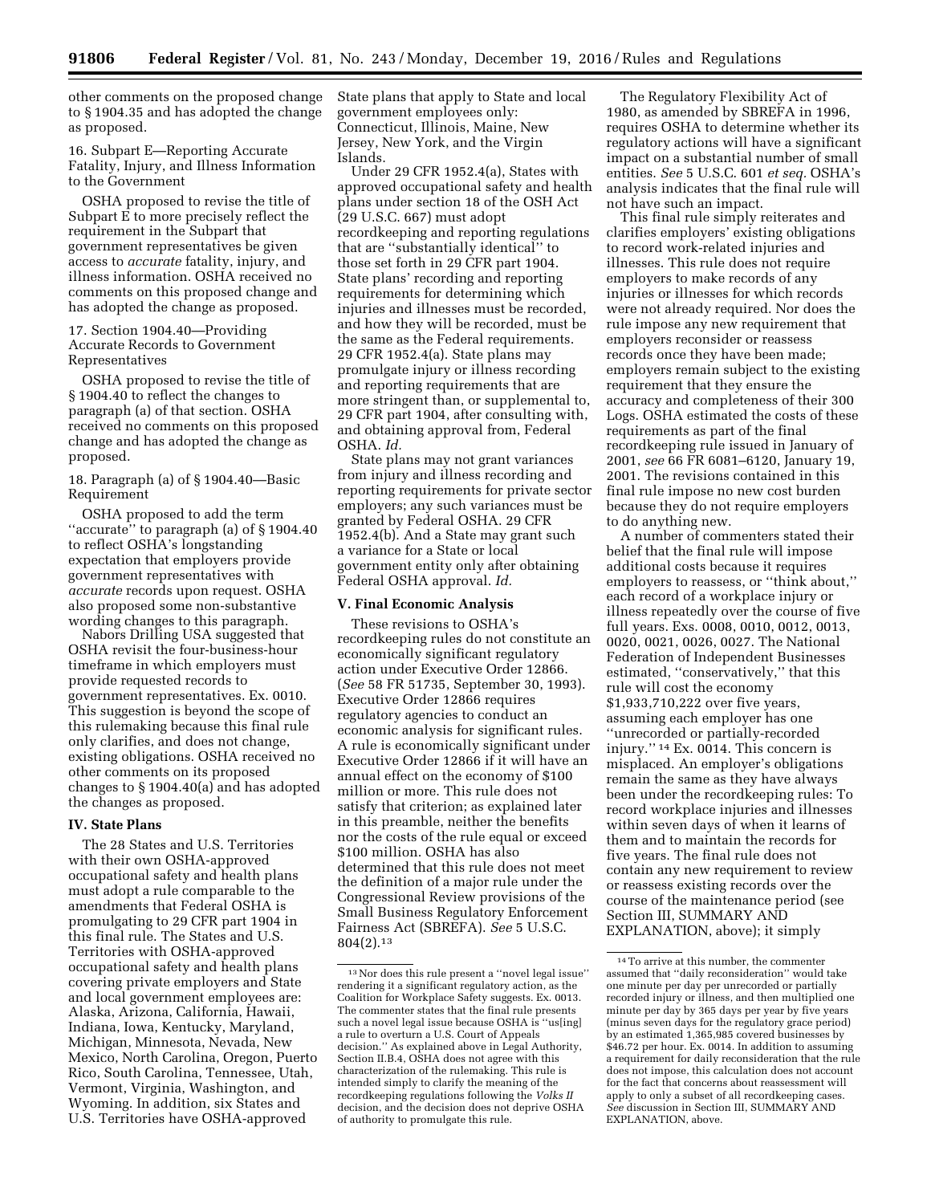other comments on the proposed change to § 1904.35 and has adopted the change as proposed.

16. Subpart E—Reporting Accurate Fatality, Injury, and Illness Information to the Government

OSHA proposed to revise the title of Subpart E to more precisely reflect the requirement in the Subpart that government representatives be given access to *accurate* fatality, injury, and illness information. OSHA received no comments on this proposed change and has adopted the change as proposed.

17. Section 1904.40—Providing Accurate Records to Government Representatives

OSHA proposed to revise the title of § 1904.40 to reflect the changes to paragraph (a) of that section. OSHA received no comments on this proposed change and has adopted the change as proposed.

18. Paragraph (a) of § 1904.40—Basic Requirement

OSHA proposed to add the term ''accurate'' to paragraph (a) of § 1904.40 to reflect OSHA's longstanding expectation that employers provide government representatives with *accurate* records upon request. OSHA also proposed some non-substantive wording changes to this paragraph.

Nabors Drilling USA suggested that OSHA revisit the four-business-hour timeframe in which employers must provide requested records to government representatives. Ex. 0010. This suggestion is beyond the scope of this rulemaking because this final rule only clarifies, and does not change, existing obligations. OSHA received no other comments on its proposed changes to § 1904.40(a) and has adopted the changes as proposed.

## IV. State Plans

The 28 States and U.S. Territories with their own OSHA-approved occupational safety and health plans must adopt a rule comparable to the amendments that Federal OSHA is promulgating to 29 CFR part 1904 in this final rule. The States and U.S. Territories with OSHA-approved occupational safety and health plans covering private employers and State and local government employees are: Alaska, Arizona, California, Hawaii, Indiana, Iowa, Kentucky, Maryland, Michigan, Minnesota, Nevada, New Mexico, North Carolina, Oregon, Puerto Rico, South Carolina, Tennessee, Utah, Vermont, Virginia, Washington, and Wyoming. In addition, six States and U.S. Territories have OSHA-approved State plans that apply to State and local government employees only: Connecticut, Illinois, Maine, New Jersey, New York, and the Virgin Islands.

Under 29 CFR 1952.4(a), States with approved occupational safety and health plans under section 18 of the OSH Act (29 U.S.C. 667) must adopt recordkeeping and reporting regulations that are ''substantially identical'' to those set forth in 29 CFR part 1904. State plans' recording and reporting requirements for determining which injuries and illnesses must be recorded, and how they will be recorded, must be the same as the Federal requirements. 29 CFR 1952.4(a). State plans may promulgate injury or illness recording and reporting requirements that are more stringent than, or supplemental to, 29 CFR part 1904, after consulting with, and obtaining approval from, Federal OSHA. *Id.*

State plans may not grant variances from injury and illness recording and reporting requirements for private sector employers; any such variances must be granted by Federal OSHA. 29 CFR 1952.4(b). And a State may grant such a variance for a State or local government entity only after obtaining Federal OSHA approval. *Id.*

## V. Final Economic Analysis

These revisions to OSHA's recordkeeping rules do not constitute an economically significant regulatory action under Executive Order 12866. (*See* 58 FR 51735, September 30, 1993). Executive Order 12866 requires regulatory agencies to conduct an economic analysis for significant rules. A rule is economically significant under Executive Order 12866 if it will have an annual effect on the economy of $100 million or more. This rule does not satisfy that criterion; as explained later in this preamble, neither the benefits nor the costs of the rule equal or exceed $100 million. OSHA has also determined that this rule does not meet the definition of a major rule under the Congressional Review provisions of the Small Business Regulatory Enforcement Fairness Act (SBREFA). *See* 5 U.S.C. 804(2).[13]

The Regulatory Flexibility Act of 1980, as amended by SBREFA in 1996, requires OSHA to determine whether its regulatory actions will have a significant impact on a substantial number of small entities. *See* 5 U.S.C. 601 *et seq.* OSHA's analysis indicates that the final rule will not have such an impact.

This final rule simply reiterates and clarifies employers' existing obligations to record work-related injuries and illnesses. This rule does not require employers to make records of any injuries or illnesses for which records were not already required. Nor does the rule impose any new requirement that employers reconsider or reassess records once they have been made; employers remain subject to the existing requirement that they ensure the accuracy and completeness of their 300 Logs. OSHA estimated the costs of these requirements as part of the final recordkeeping rule issued in January of 2001, *see* 66 FR 6081–6120, January 19, 2001. The revisions contained in this final rule impose no new cost burden because they do not require employers to do anything new.

A number of commenters stated their belief that the final rule will impose additional costs because it requires employers to reassess, or ''think about,'' each record of a workplace injury or illness repeatedly over the course of five full years. Exs. 0008, 0010, 0012, 0013, 0020, 0021, 0026, 0027. The National Federation of Independent Businesses estimated, ''conservatively,'' that this rule will cost the economy $1,933,710,222 over five years, assuming each employer has one ''unrecorded or partially-recorded injury.'' [14] Ex. 0014. This concern is misplaced. An employer's obligations remain the same as they have always been under the recordkeeping rules: To record workplace injuries and illnesses within seven days of when it learns of them and to maintain the records for five years. The final rule does not contain any new requirement to review or reassess existing records over the course of the maintenance period (see Section III, SUMMARY AND EXPLANATION, above); it simply

[13] Nor does this rule present a ''novel legal issue'' rendering it a significant regulatory action, as the Coalition for Workplace Safety suggests. Ex. 0013. The commenter states that the final rule presents such a novel legal issue because OSHA is ''us[ing] a rule to overturn a U.S. Court of Appeals decision.'' As explained above in Legal Authority, Section II.B.4, OSHA does not agree with this characterization of the rulemaking. This rule is intended simply to clarify the meaning of the recordkeeping regulations following the *Volks II* decision, and the decision does not deprive OSHA of authority to promulgate this rule.

[14] To arrive at this number, the commenter assumed that ''daily reconsideration'' would take one minute per day per unrecorded or partially recorded injury or illness, and then multiplied one minute per day by 365 days per year by five years (minus seven days for the regulatory grace period) by an estimated 1,365,985 covered businesses by $46.72 per hour. Ex. 0014. In addition to assuming a requirement for daily reconsideration that the rule does not impose, this calculation does not account for the fact that concerns about reassessment will apply to only a subset of all recordkeeping cases. *See* discussion in Section III, SUMMARY AND EXPLANATION, above.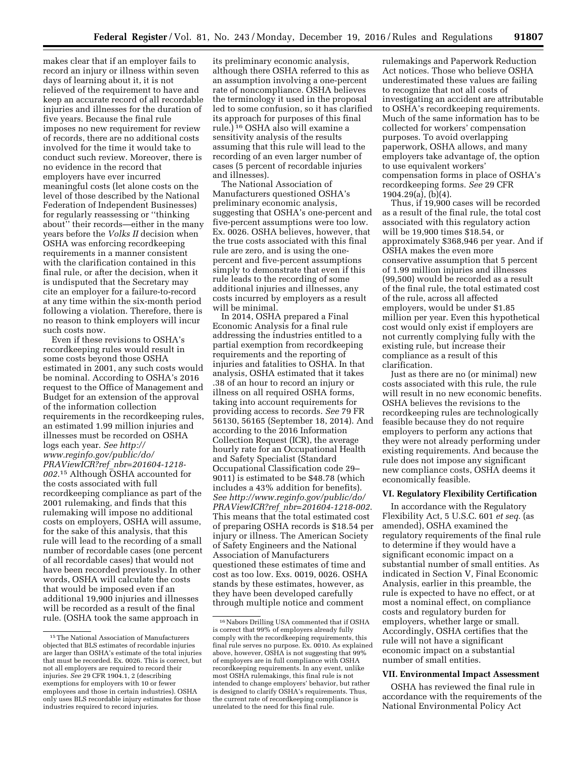makes clear that if an employer fails to record an injury or illness within seven days of learning about it, it is not relieved of the requirement to have and keep an accurate record of all recordable injuries and illnesses for the duration of five years. Because the final rule imposes no new requirement for review of records, there are no additional costs involved for the time it would take to conduct such review. Moreover, there is no evidence in the record that employers have ever incurred meaningful costs (let alone costs on the level of those described by the National Federation of Independent Businesses) for regularly reassessing or ''thinking about'' their records—either in the many years before the *Volks II* decision when OSHA was enforcing recordkeeping requirements in a manner consistent with the clarification contained in this final rule, or after the decision, when it is undisputed that the Secretary may cite an employer for a failure-to-record at any time within the six-month period following a violation. Therefore, there is no reason to think employers will incur such costs now.

Even if these revisions to OSHA's recordkeeping rules would result in some costs beyond those OSHA estimated in 2001, any such costs would be nominal. According to OSHA's 2016 request to the Office of Management and Budget for an extension of the approval of the information collection requirements in the recordkeeping rules, an estimated 1.99 million injuries and illnesses must be recorded on OSHA logs each year. *See http://www.reginfo.gov/public/do/PRAViewICR?ref_nbr=201604-1218-002.*[15] Although OSHA accounted for the costs associated with full recordkeeping compliance as part of the 2001 rulemaking, and finds that this rulemaking will impose no additional costs on employers, OSHA will assume, for the sake of this analysis, that this rule will lead to the recording of a small number of recordable cases (one percent of all recordable cases) that would not have been recorded previously. In other words, OSHA will calculate the costs that would be imposed even if an additional 19,900 injuries and illnesses will be recorded as a result of the final rule. (OSHA took the same approach in its preliminary economic analysis, although there OSHA referred to this as an assumption involving a one-percent rate of noncompliance. OSHA believes the terminology it used in the proposal led to some confusion, so it has clarified its approach for purposes of this final rule.)[16] OSHA also will examine a sensitivity analysis of the results assuming that this rule will lead to the recording of an even larger number of cases (5 percent of recordable injuries and illnesses).

The National Association of Manufacturers questioned OSHA's preliminary economic analysis, suggesting that OSHA's one-percent and five-percent assumptions were too low. Ex. 0026. OSHA believes, however, that the true costs associated with this final rule are zero, and is using the one-percent and five-percent assumptions simply to demonstrate that even if this rule leads to the recording of some additional injuries and illnesses, any costs incurred by employers as a result will be minimal.

In 2014, OSHA prepared a Final Economic Analysis for a final rule addressing the industries entitled to a partial exemption from recordkeeping requirements and the reporting of injuries and fatalities to OSHA. In that analysis, OSHA estimated that it takes .38 of an hour to record an injury or illness on all required OSHA forms, taking into account requirements for providing access to records. *See* 79 FR 56130, 56165 (September 18, 2014). And according to the 2016 Information Collection Request (ICR), the average hourly rate for an Occupational Health and Safety Specialist (Standard Occupational Classification code 29–9011) is estimated to be $48.78 (which includes a 43% addition for benefits). *See http://www.reginfo.gov/public/do/PRAViewICR?ref_nbr=201604-1218-002.* This means that the total estimated cost of preparing OSHA records is $18.54 per injury or illness. The American Society of Safety Engineers and the National Association of Manufacturers questioned these estimates of time and cost as too low. Exs. 0019, 0026. OSHA stands by these estimates, however, as they have been developed carefully through multiple notice and comment rulemakings and Paperwork Reduction Act notices. Those who believe OSHA underestimated these values are failing to recognize that not all costs of investigating an accident are attributable to OSHA's recordkeeping requirements. Much of the same information has to be collected for workers' compensation purposes. To avoid overlapping paperwork, OSHA allows, and many employers take advantage of, the option to use equivalent workers' compensation forms in place of OSHA's recordkeeping forms. *See* 29 CFR 1904.29(a), (b)(4).

Thus, if 19,900 cases will be recorded as a result of the final rule, the total cost associated with this regulatory action will be 19,900 times $18.54, or approximately $368,946 per year. And if OSHA makes the even more conservative assumption that 5 percent of 1.99 million injuries and illnesses (99,500) would be recorded as a result of the final rule, the total estimated cost of the rule, across all affected employers, would be under $1.85 million per year. Even this hypothetical cost would only exist if employers are not currently complying fully with the existing rule, but increase their compliance as a result of this clarification.

Just as there are no (or minimal) new costs associated with this rule, the rule will result in no new economic benefits. OSHA believes the revisions to the recordkeeping rules are technologically feasible because they do not require employers to perform any actions that they were not already performing under existing requirements. And because the rule does not impose any significant new compliance costs, OSHA deems it economically feasible.

## VI. Regulatory Flexibility Certification

In accordance with the Regulatory Flexibility Act, 5 U.S.C. 601 *et seq.* (as amended), OSHA examined the regulatory requirements of the final rule to determine if they would have a significant economic impact on a substantial number of small entities. As indicated in Section V, Final Economic Analysis, earlier in this preamble, the rule is expected to have no effect, or at most a nominal effect, on compliance costs and regulatory burden for employers, whether large or small. Accordingly, OSHA certifies that the rule will not have a significant economic impact on a substantial number of small entities.

## VII. Environmental Impact Assessment

OSHA has reviewed the final rule in accordance with the requirements of the National Environmental Policy Act

---

[15] The National Association of Manufacturers objected that BLS estimates of recordable injuries are larger than OSHA's estimate of the total injuries that must be recorded. Ex. 0026. This is correct, but not all employers are required to record their injuries. *See* 29 CFR 1904.1, 2 (describing exemptions for employers with 10 or fewer employees and those in certain industries). OSHA only uses BLS recordable injury estimates for those industries required to record injuries.

[16] Nabors Drilling USA commented that if OSHA is correct that 99% of employers already fully comply with the recordkeeping requirements, this final rule serves no purpose. Ex. 0010. As explained above, however, OSHA is not suggesting that 99% of employers are in full compliance with OSHA recordkeeping requirements. In any event, unlike most OSHA rulemakings, this final rule is not intended to change employers' behavior, but rather is designed to clarify OSHA's requirements. Thus, the current rate of recordkeeping compliance is unrelated to the need for this final rule.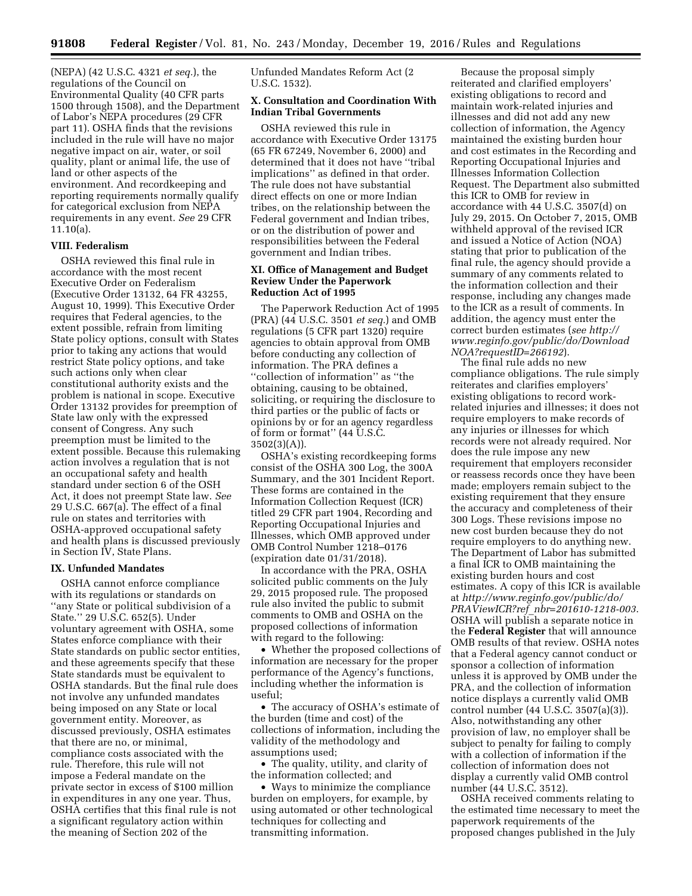(NEPA) (42 U.S.C. 4321 *et seq.*), the regulations of the Council on Environmental Quality (40 CFR parts 1500 through 1508), and the Department of Labor's NEPA procedures (29 CFR part 11). OSHA finds that the revisions included in the rule will have no major negative impact on air, water, or soil quality, plant or animal life, the use of land or other aspects of the environment. And recordkeeping and reporting requirements normally qualify for categorical exclusion from NEPA requirements in any event. *See* 29 CFR 11.10(a).

### VIII. Federalism

OSHA reviewed this final rule in accordance with the most recent Executive Order on Federalism (Executive Order 13132, 64 FR 43255, August 10, 1999). This Executive Order requires that Federal agencies, to the extent possible, refrain from limiting State policy options, consult with States prior to taking any actions that would restrict State policy options, and take such actions only when clear constitutional authority exists and the problem is national in scope. Executive Order 13132 provides for preemption of State law only with the expressed consent of Congress. Any such preemption must be limited to the extent possible. Because this rulemaking action involves a regulation that is not an occupational safety and health standard under section 6 of the OSH Act, it does not preempt State law. *See* 29 U.S.C. 667(a). The effect of a final rule on states and territories with OSHA-approved occupational safety and health plans is discussed previously in Section IV, State Plans.

### IX. Unfunded Mandates

OSHA cannot enforce compliance with its regulations or standards on ''any State or political subdivision of a State.'' 29 U.S.C. 652(5). Under voluntary agreement with OSHA, some States enforce compliance with their State standards on public sector entities, and these agreements specify that these State standards must be equivalent to OSHA standards. But the final rule does not involve any unfunded mandates being imposed on any State or local government entity. Moreover, as discussed previously, OSHA estimates that there are no, or minimal, compliance costs associated with the rule. Therefore, this rule will not impose a Federal mandate on the private sector in excess of $100 million in expenditures in any one year. Thus, OSHA certifies that this final rule is not a significant regulatory action within the meaning of Section 202 of the Unfunded Mandates Reform Act (2 U.S.C. 1532).

### X. Consultation and Coordination With Indian Tribal Governments

OSHA reviewed this rule in accordance with Executive Order 13175 (65 FR 67249, November 6, 2000) and determined that it does not have ''tribal implications'' as defined in that order. The rule does not have substantial direct effects on one or more Indian tribes, on the relationship between the Federal government and Indian tribes, or on the distribution of power and responsibilities between the Federal government and Indian tribes.

### XI. Office of Management and Budget Review Under the Paperwork Reduction Act of 1995

The Paperwork Reduction Act of 1995 (PRA) (44 U.S.C. 3501 *et seq.*) and OMB regulations (5 CFR part 1320) require agencies to obtain approval from OMB before conducting any collection of information. The PRA defines a ''collection of information'' as ''the obtaining, causing to be obtained, soliciting, or requiring the disclosure to third parties or the public of facts or opinions by or for an agency regardless of form or format'' (44 U.S.C. 3502(3)(A)).

OSHA's existing recordkeeping forms consist of the OSHA 300 Log, the 300A Summary, and the 301 Incident Report. These forms are contained in the Information Collection Request (ICR) titled 29 CFR part 1904, Recording and Reporting Occupational Injuries and Illnesses, which OMB approved under OMB Control Number 1218–0176 (expiration date 01/31/2018).

In accordance with the PRA, OSHA solicited public comments on the July 29, 2015 proposed rule. The proposed rule also invited the public to submit comments to OMB and OSHA on the proposed collections of information with regard to the following:

- Whether the proposed collections of information are necessary for the proper performance of the Agency's functions, including whether the information is useful;
- The accuracy of OSHA's estimate of the burden (time and cost) of the collections of information, including the validity of the methodology and assumptions used;
- The quality, utility, and clarity of the information collected; and
- Ways to minimize the compliance burden on employers, for example, by using automated or other technological techniques for collecting and transmitting information.

Because the proposal simply reiterated and clarified employers' existing obligations to record and maintain work-related injuries and illnesses and did not add any new collection of information, the Agency maintained the existing burden hour and cost estimates in the Recording and Reporting Occupational Injuries and Illnesses Information Collection Request. The Department also submitted this ICR to OMB for review in accordance with 44 U.S.C. 3507(d) on July 29, 2015. On October 7, 2015, OMB withheld approval of the revised ICR and issued a Notice of Action (NOA) stating that prior to publication of the final rule, the agency should provide a summary of any comments related to the information collection and their response, including any changes made to the ICR as a result of comments. In addition, the agency must enter the correct burden estimates (*see http://www.reginfo.gov/public/do/DownloadNOA?requestID=266192*).

The final rule adds no new compliance obligations. The rule simply reiterates and clarifies employers' existing obligations to record work-related injuries and illnesses; it does not require employers to make records of any injuries or illnesses for which records were not already required. Nor does the rule impose any new requirement that employers reconsider or reassess records once they have been made; employers remain subject to the existing requirement that they ensure the accuracy and completeness of their 300 Logs. These revisions impose no new cost burden because they do not require employers to do anything new. The Department of Labor has submitted a final ICR to OMB maintaining the existing burden hours and cost estimates. A copy of this ICR is available at *http://www.reginfo.gov/public/do/PRAViewICR?ref_nbr=201610-1218-003*. OSHA will publish a separate notice in the **Federal Register** that will announce OMB results of that review. OSHA notes that a Federal agency cannot conduct or sponsor a collection of information unless it is approved by OMB under the PRA, and the collection of information notice displays a currently valid OMB control number (44 U.S.C. 3507(a)(3)). Also, notwithstanding any other provision of law, no employer shall be subject to penalty for failing to comply with a collection of information if the collection of information does not display a currently valid OMB control number (44 U.S.C. 3512).

OSHA received comments relating to the estimated time necessary to meet the paperwork requirements of the proposed changes published in the July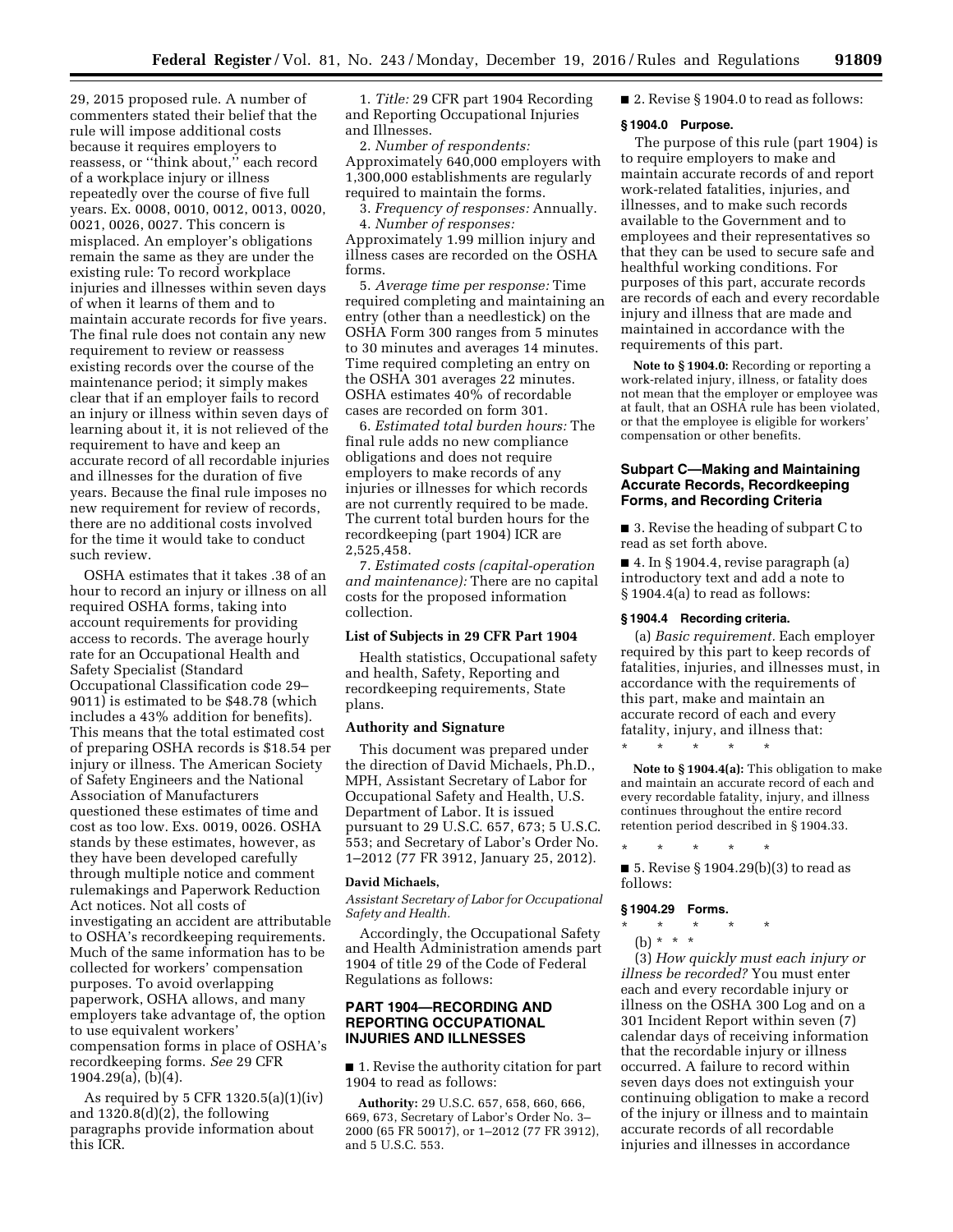29, 2015 proposed rule. A number of commenters stated their belief that the rule will impose additional costs because it requires employers to reassess, or ''think about,'' each record of a workplace injury or illness repeatedly over the course of five full years. Ex. 0008, 0010, 0012, 0013, 0020, 0021, 0026, 0027. This concern is misplaced. An employer's obligations remain the same as they are under the existing rule: To record workplace injuries and illnesses within seven days of when it learns of them and to maintain accurate records for five years. The final rule does not contain any new requirement to review or reassess existing records over the course of the maintenance period; it simply makes clear that if an employer fails to record an injury or illness within seven days of learning about it, it is not relieved of the requirement to have and keep an accurate record of all recordable injuries and illnesses for the duration of five years. Because the final rule imposes no new requirement for review of records, there are no additional costs involved for the time it would take to conduct such review.

OSHA estimates that it takes .38 of an hour to record an injury or illness on all required OSHA forms, taking into account requirements for providing access to records. The average hourly rate for an Occupational Health and Safety Specialist (Standard Occupational Classification code 29–9011) is estimated to be $48.78 (which includes a 43% addition for benefits). This means that the total estimated cost of preparing OSHA records is $18.54 per injury or illness. The American Society of Safety Engineers and the National Association of Manufacturers questioned these estimates of time and cost as too low. Exs. 0019, 0026. OSHA stands by these estimates, however, as they have been developed carefully through multiple notice and comment rulemakings and Paperwork Reduction Act notices. Not all costs of investigating an accident are attributable to OSHA's recordkeeping requirements. Much of the same information has to be collected for workers' compensation purposes. To avoid overlapping paperwork, OSHA allows, and many employers take advantage of, the option to use equivalent workers' compensation forms in place of OSHA's recordkeeping forms. *See* 29 CFR 1904.29(a), (b)(4).

As required by 5 CFR 1320.5(a)(1)(iv) and 1320.8(d)(2), the following paragraphs provide information about this ICR.

1. *Title:* 29 CFR part 1904 Recording and Reporting Occupational Injuries and Illnesses.

2. *Number of respondents:* Approximately 640,000 employers with 1,300,000 establishments are regularly required to maintain the forms.

3. *Frequency of responses:* Annually.

4. *Number of responses:* Approximately 1.99 million injury and illness cases are recorded on the OSHA forms.

5. *Average time per response:* Time required completing and maintaining an entry (other than a needlestick) on the OSHA Form 300 ranges from 5 minutes to 30 minutes and averages 14 minutes. Time required completing an entry on the OSHA 301 averages 22 minutes. OSHA estimates 40% of recordable cases are recorded on form 301.

6. *Estimated total burden hours:* The final rule adds no new compliance obligations and does not require employers to make records of any injuries or illnesses for which records are not currently required to be made. The current total burden hours for the recordkeeping (part 1904) ICR are 2,525,458.

7. *Estimated costs (capital-operation and maintenance):* There are no capital costs for the proposed information collection.

### List of Subjects in 29 CFR Part 1904

Health statistics, Occupational safety and health, Safety, Reporting and recordkeeping requirements, State plans.

### Authority and Signature

This document was prepared under the direction of David Michaels, Ph.D., MPH, Assistant Secretary of Labor for Occupational Safety and Health, U.S. Department of Labor. It is issued pursuant to 29 U.S.C. 657, 673; 5 U.S.C. 553; and Secretary of Labor's Order No. 1–2012 (77 FR 3912, January 25, 2012).

**David Michaels,**

*Assistant Secretary of Labor for Occupational Safety and Health.*

Accordingly, the Occupational Safety and Health Administration amends part 1904 of title 29 of the Code of Federal Regulations as follows:

## PART 1904—RECORDING AND REPORTING OCCUPATIONAL INJURIES AND ILLNESSES

■ 1. Revise the authority citation for part 1904 to read as follows:

**Authority:** 29 U.S.C. 657, 658, 660, 666, 669, 673, Secretary of Labor's Order No. 3–2000 (65 FR 50017), or 1–2012 (77 FR 3912), and 5 U.S.C. 553.

■ 2. Revise § 1904.0 to read as follows:

### § 1904.0 Purpose.

The purpose of this rule (part 1904) is to require employers to make and maintain accurate records of and report work-related fatalities, injuries, and illnesses, and to make such records available to the Government and to employees and their representatives so that they can be used to secure safe and healthful working conditions. For purposes of this part, accurate records are records of each and every recordable injury and illness that are made and maintained in accordance with the requirements of this part.

**Note to § 1904.0:** Recording or reporting a work-related injury, illness, or fatality does not mean that the employer or employee was at fault, that an OSHA rule has been violated, or that the employee is eligible for workers' compensation or other benefits.

## Subpart C—Making and Maintaining Accurate Records, Recordkeeping Forms, and Recording Criteria

■ 3. Revise the heading of subpart C to read as set forth above.

■ 4. In § 1904.4, revise paragraph (a) introductory text and add a note to § 1904.4(a) to read as follows:

### § 1904.4 Recording criteria.

(a) *Basic requirement.* Each employer required by this part to keep records of fatalities, injuries, and illnesses must, in accordance with the requirements of this part, make and maintain an accurate record of each and every fatality, injury, and illness that:

\* \* \* \* \*

**Note to § 1904.4(a):** This obligation to make and maintain an accurate record of each and every recordable fatality, injury, and illness continues throughout the entire record retention period described in § 1904.33.

\* \* \* \* \*

■ 5. Revise § 1904.29(b)(3) to read as follows:

### § 1904.29 Forms.

\* \* \* \* \*

(b) \* \* \*

(3) *How quickly must each injury or illness be recorded?* You must enter each and every recordable injury or illness on the OSHA 300 Log and on a 301 Incident Report within seven (7) calendar days of receiving information that the recordable injury or illness occurred. A failure to record within seven days does not extinguish your continuing obligation to make a record of the injury or illness and to maintain accurate records of all recordable injuries and illnesses in accordance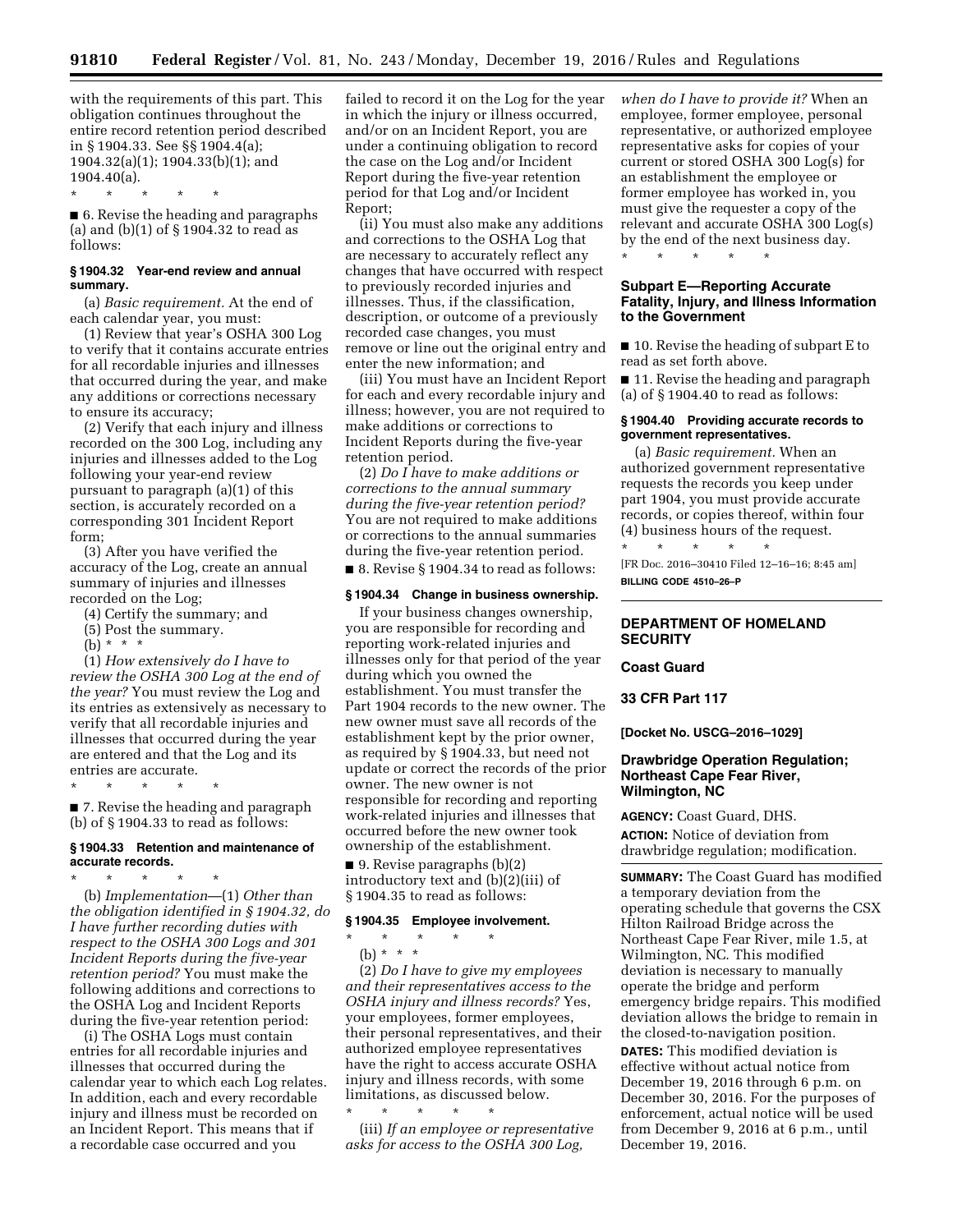with the requirements of this part. This obligation continues throughout the entire record retention period described in § 1904.33. See §§ 1904.4(a); 1904.32(a)(1); 1904.33(b)(1); and 1904.40(a).

\* \* \* \* \*

■ 6. Revise the heading and paragraphs (a) and (b)(1) of § 1904.32 to read as follows:

### § 1904.32 Year-end review and annual summary.

(a) *Basic requirement.* At the end of each calendar year, you must:

(1) Review that year's OSHA 300 Log to verify that it contains accurate entries for all recordable injuries and illnesses that occurred during the year, and make any additions or corrections necessary to ensure its accuracy;

(2) Verify that each injury and illness recorded on the 300 Log, including any injuries and illnesses added to the Log following your year-end review pursuant to paragraph (a)(1) of this section, is accurately recorded on a corresponding 301 Incident Report form;

(3) After you have verified the accuracy of the Log, create an annual summary of injuries and illnesses recorded on the Log;

(4) Certify the summary; and

(5) Post the summary.

(b) \* \* \*

(1) *How extensively do I have to review the OSHA 300 Log at the end of the year?* You must review the Log and its entries as extensively as necessary to verify that all recordable injuries and illnesses that occurred during the year are entered and that the Log and its entries are accurate.

\* \* \* \* \*

■ 7. Revise the heading and paragraph (b) of § 1904.33 to read as follows:

### § 1904.33 Retention and maintenance of accurate records.

\* \* \* \* \*

(b) *Implementation*—(1) *Other than the obligation identified in § 1904.32, do I have further recording duties with respect to the OSHA 300 Logs and 301 Incident Reports during the five-year retention period?* You must make the following additions and corrections to the OSHA Log and Incident Reports during the five-year retention period:

(i) The OSHA Logs must contain entries for all recordable injuries and illnesses that occurred during the calendar year to which each Log relates. In addition, each and every recordable injury and illness must be recorded on an Incident Report. This means that if a recordable case occurred and you failed to record it on the Log for the year in which the injury or illness occurred, and/or on an Incident Report, you are under a continuing obligation to record the case on the Log and/or Incident Report during the five-year retention period for that Log and/or Incident Report;

(ii) You must also make any additions and corrections to the OSHA Log that are necessary to accurately reflect any changes that have occurred with respect to previously recorded injuries and illnesses. Thus, if the classification, description, or outcome of a previously recorded case changes, you must remove or line out the original entry and enter the new information; and

(iii) You must have an Incident Report for each and every recordable injury and illness; however, you are not required to make additions or corrections to Incident Reports during the five-year retention period.

(2) *Do I have to make additions or corrections to the annual summary during the five-year retention period?* You are not required to make additions or corrections to the annual summaries during the five-year retention period.

■ 8. Revise § 1904.34 to read as follows:

### § 1904.34 Change in business ownership.

If your business changes ownership, you are responsible for recording and reporting work-related injuries and illnesses only for that period of the year during which you owned the establishment. You must transfer the Part 1904 records to the new owner. The new owner must save all records of the establishment kept by the prior owner, as required by § 1904.33, but need not update or correct the records of the prior owner. The new owner is not responsible for recording and reporting work-related injuries and illnesses that occurred before the new owner took ownership of the establishment.

■ 9. Revise paragraphs (b)(2) introductory text and (b)(2)(iii) of § 1904.35 to read as follows:

### § 1904.35 Employee involvement.

\* \* \* \* \*

(b) \* \* \*

(2) *Do I have to give my employees and their representatives access to the OSHA injury and illness records?* Yes, your employees, former employees, their personal representatives, and their authorized employee representatives have the right to access accurate OSHA injury and illness records, with some limitations, as discussed below.

\* \* \* \* \*

(iii) *If an employee or representative asks for access to the OSHA 300 Log, when do I have to provide it?* When an employee, former employee, personal representative, or authorized employee representative asks for copies of your current or stored OSHA 300 Log(s) for an establishment the employee or former employee has worked in, you must give the requester a copy of the relevant and accurate OSHA 300 Log(s) by the end of the next business day.

\* \* \* \* \*

## Subpart E—Reporting Accurate Fatality, Injury, and Illness Information to the Government

■ 10. Revise the heading of subpart E to read as set forth above.

■ 11. Revise the heading and paragraph (a) of § 1904.40 to read as follows:

### § 1904.40 Providing accurate records to government representatives.

(a) *Basic requirement.* When an authorized government representative requests the records you keep under part 1904, you must provide accurate records, or copies thereof, within four (4) business hours of the request.

\* \* \* \* \*

[FR Doc. 2016–30410 Filed 12–16–16; 8:45 am]

**BILLING CODE 4510–26–P**

---

## DEPARTMENT OF HOMELAND SECURITY

## Coast Guard

## 33 CFR Part 117

**[Docket No. USCG–2016–1029]**

## Drawbridge Operation Regulation; Northeast Cape Fear River, Wilmington, NC

**AGENCY:** Coast Guard, DHS.

**ACTION:** Notice of deviation from drawbridge regulation; modification.

**SUMMARY:** The Coast Guard has modified a temporary deviation from the operating schedule that governs the CSX Hilton Railroad Bridge across the Northeast Cape Fear River, mile 1.5, at Wilmington, NC. This modified deviation is necessary to manually operate the bridge and perform emergency bridge repairs. This modified deviation allows the bridge to remain in the closed-to-navigation position.

**DATES:** This modified deviation is effective without actual notice from December 19, 2016 through 6 p.m. on December 30, 2016. For the purposes of enforcement, actual notice will be used from December 9, 2016 at 6 p.m., until December 19, 2016.